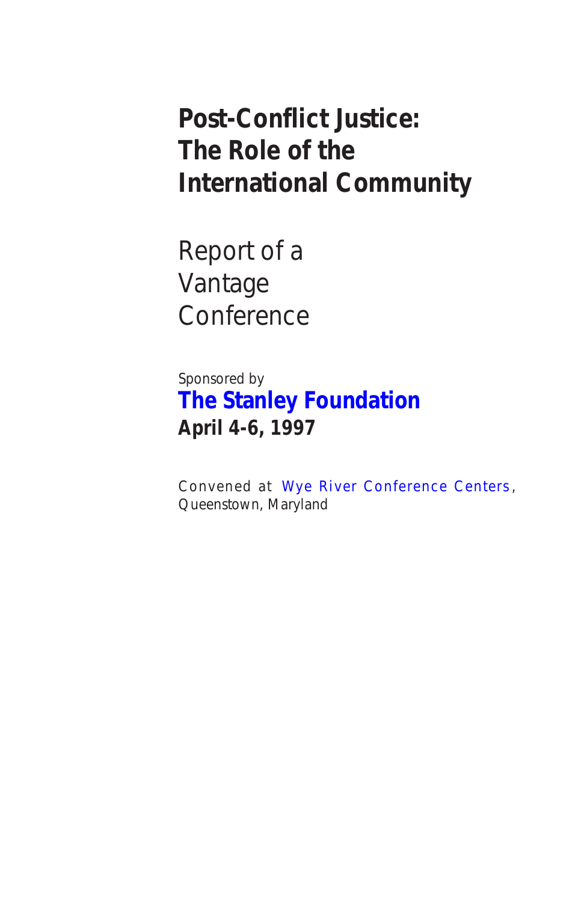# Post-Conflict Justice: The Role of the International Community

## Report of a Vantage Conference

Sponsored by

**The Stanley Foundation**

**April 4-6, 1997**

Convened at Wye River Conference Centers, Queenstown, Maryland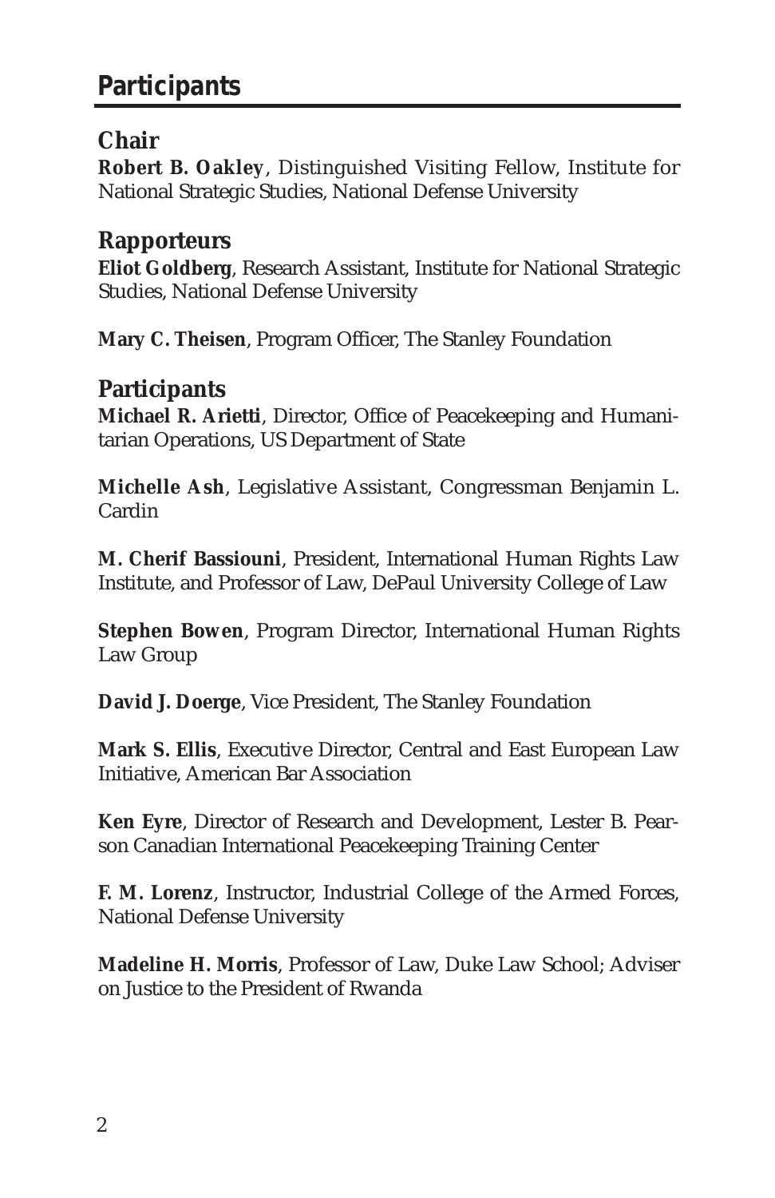# Participants

## Chair

**Robert B. Oakley**, Distinguished Visiting Fellow, Institute for National Strategic Studies, National Defense University

## Rapporteurs

**Eliot Goldberg**, Research Assistant, Institute for National Strategic Studies, National Defense University

**Mary C. Theisen**, Program Officer, The Stanley Foundation

## Participants

**Michael R. Arietti**, Director, Office of Peacekeeping and Humanitarian Operations, US Department of State

**Michelle Ash**, Legislative Assistant, Congressman Benjamin L. Cardin

**M. Cherif Bassiouni**, President, International Human Rights Law Institute, and Professor of Law, DePaul University College of Law

**Stephen Bowen**, Program Director, International Human Rights Law Group

**David J. Doerge**, Vice President, The Stanley Foundation

**Mark S. Ellis**, Executive Director, Central and East European Law Initiative, American Bar Association

**Ken Eyre**, Director of Research and Development, Lester B. Pearson Canadian International Peacekeeping Training Center

**F. M. Lorenz**, Instructor, Industrial College of the Armed Forces, National Defense University

**Madeline H. Morris**, Professor of Law, Duke Law School; Adviser on Justice to the President of Rwanda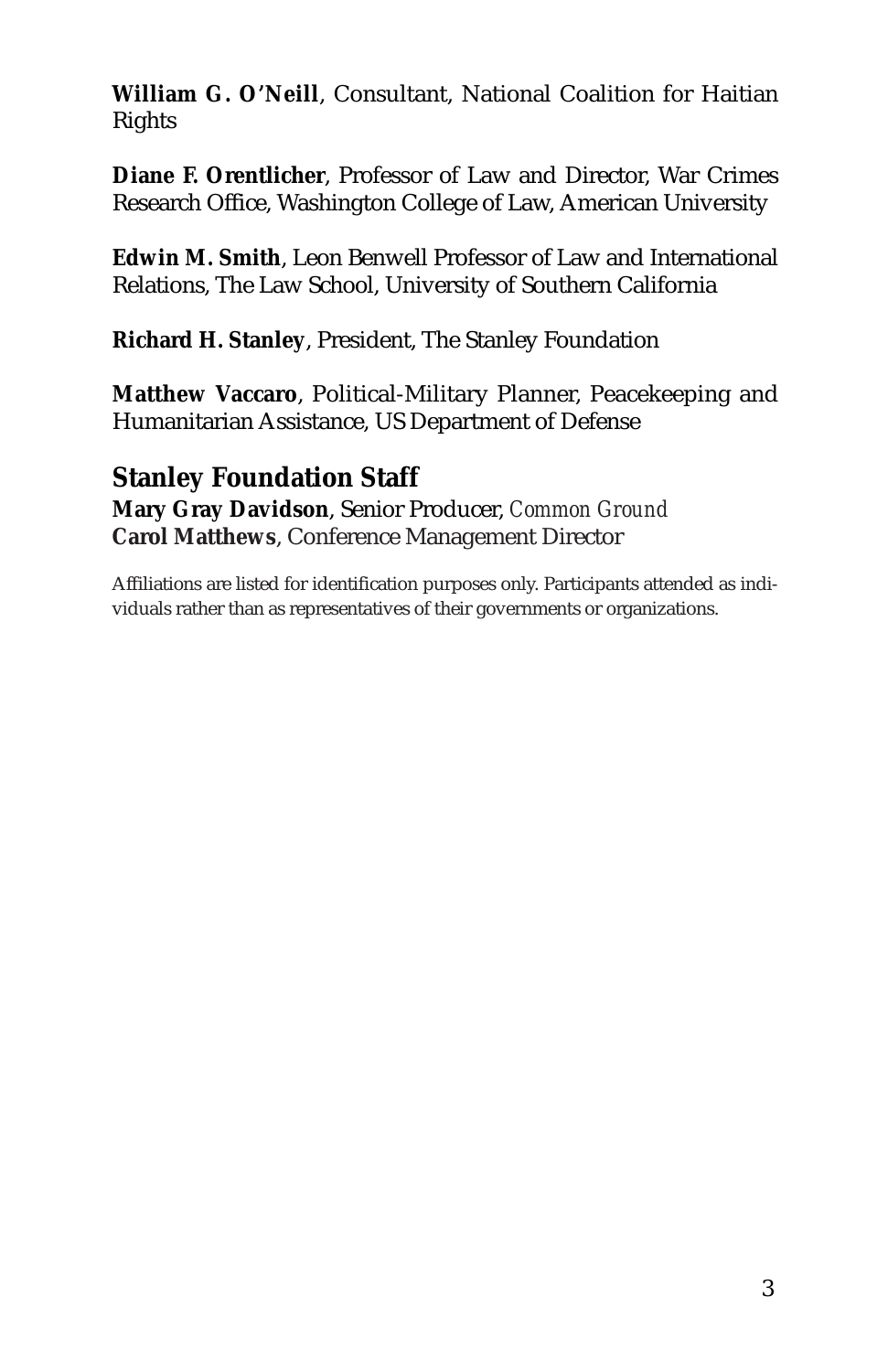**William G. O'Neill**, Consultant, National Coalition for Haitian Rights

**Diane F. Orentlicher**, Professor of Law and Director, War Crimes Research Office, Washington College of Law, American University

**Edwin M. Smith**, Leon Benwell Professor of Law and International Relations, The Law School, University of Southern California

**Richard H. Stanley**, President, The Stanley Foundation

**Matthew Vaccaro**, Political-Military Planner, Peacekeeping and Humanitarian Assistance, US Department of Defense

## Stanley Foundation Staff

**Mary Gray Davidson**, Senior Producer, *Common Ground*
**Carol Matthews**, Conference Management Director

Affiliations are listed for identification purposes only. Participants attended as individuals rather than as representatives of their governments or organizations.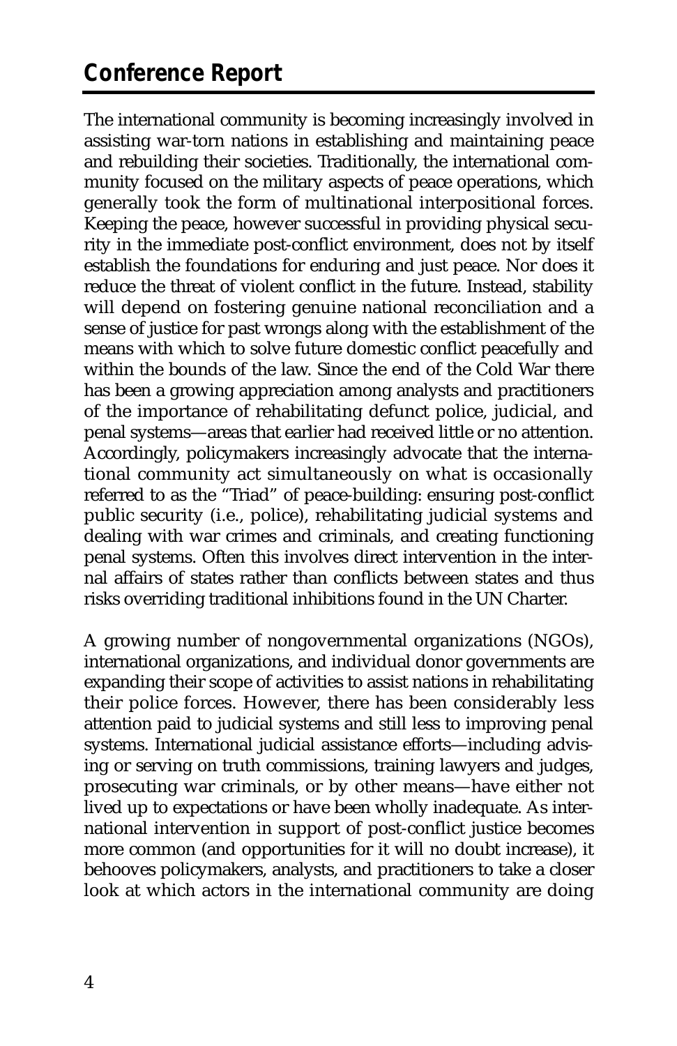## Conference Report

The international community is becoming increasingly involved in assisting war-torn nations in establishing and maintaining peace and rebuilding their societies. Traditionally, the international community focused on the military aspects of peace operations, which generally took the form of multinational interpositional forces. Keeping the peace, however successful in providing physical security in the immediate post-conflict environment, does not by itself establish the foundations for enduring and just peace. Nor does it reduce the threat of violent conflict in the future. Instead, stability will depend on fostering genuine national reconciliation and a sense of justice for past wrongs along with the establishment of the means with which to solve future domestic conflict peacefully and within the bounds of the law. Since the end of the Cold War there has been a growing appreciation among analysts and practitioners of the importance of rehabilitating defunct police, judicial, and penal systems—areas that earlier had received little or no attention. Accordingly, policymakers increasingly advocate that the international community act simultaneously on what is occasionally referred to as the "Triad" of peace-building: ensuring post-conflict public security (i.e., police), rehabilitating judicial systems and dealing with war crimes and criminals, and creating functioning penal systems. Often this involves direct intervention in the internal affairs of states rather than conflicts between states and thus risks overriding traditional inhibitions found in the UN Charter.

A growing number of nongovernmental organizations (NGOs), international organizations, and individual donor governments are expanding their scope of activities to assist nations in rehabilitating their police forces. However, there has been considerably less attention paid to judicial systems and still less to improving penal systems. International judicial assistance efforts—including advising or serving on truth commissions, training lawyers and judges, prosecuting war criminals, or by other means—have either not lived up to expectations or have been wholly inadequate. As international intervention in support of post-conflict justice becomes more common (and opportunities for it will no doubt increase), it behooves policymakers, analysts, and practitioners to take a closer look at which actors in the international community are doing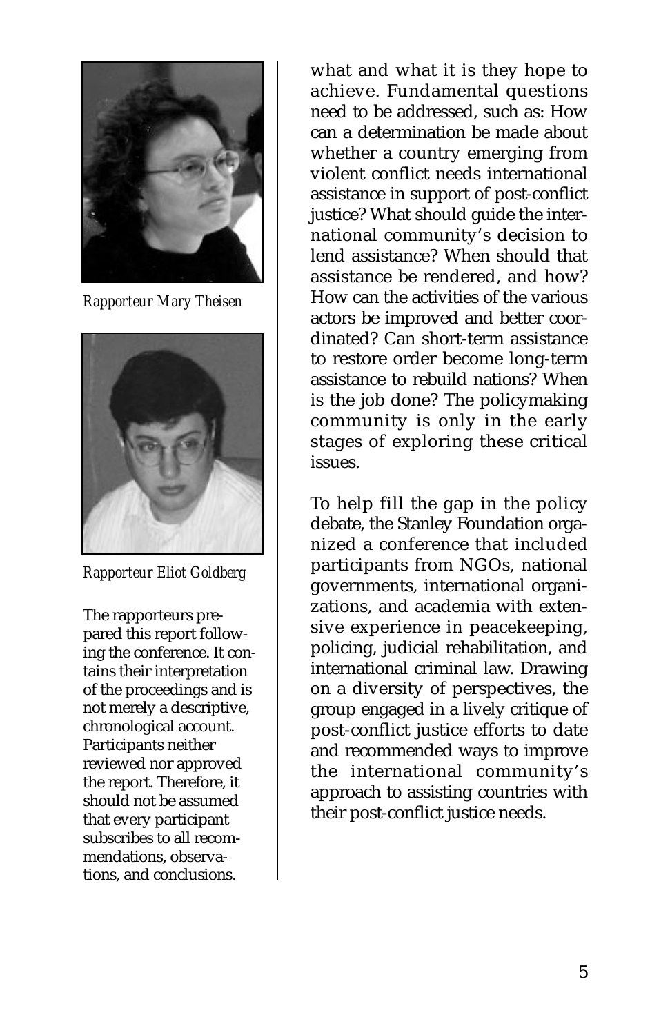*Rapporteur Mary Theisen*

*Rapporteur Eliot Goldberg*

The rapporteurs prepared this report following the conference. It contains their interpretation of the proceedings and is not merely a descriptive, chronological account. Participants neither reviewed nor approved the report. Therefore, it should not be assumed that every participant subscribes to all recommendations, observations, and conclusions.

what and what it is they hope to achieve. Fundamental questions need to be addressed, such as: How can a determination be made about whether a country emerging from violent conflict needs international assistance in support of post-conflict justice? What should guide the international community's decision to lend assistance? When should that assistance be rendered, and how? How can the activities of the various actors be improved and better coordinated? Can short-term assistance to restore order become long-term assistance to rebuild nations? When is the job done? The policymaking community is only in the early stages of exploring these critical issues.

To help fill the gap in the policy debate, the Stanley Foundation organized a conference that included participants from NGOs, national governments, international organizations, and academia with extensive experience in peacekeeping, policing, judicial rehabilitation, and international criminal law. Drawing on a diversity of perspectives, the group engaged in a lively critique of post-conflict justice efforts to date and recommended ways to improve the international community's approach to assisting countries with their post-conflict justice needs.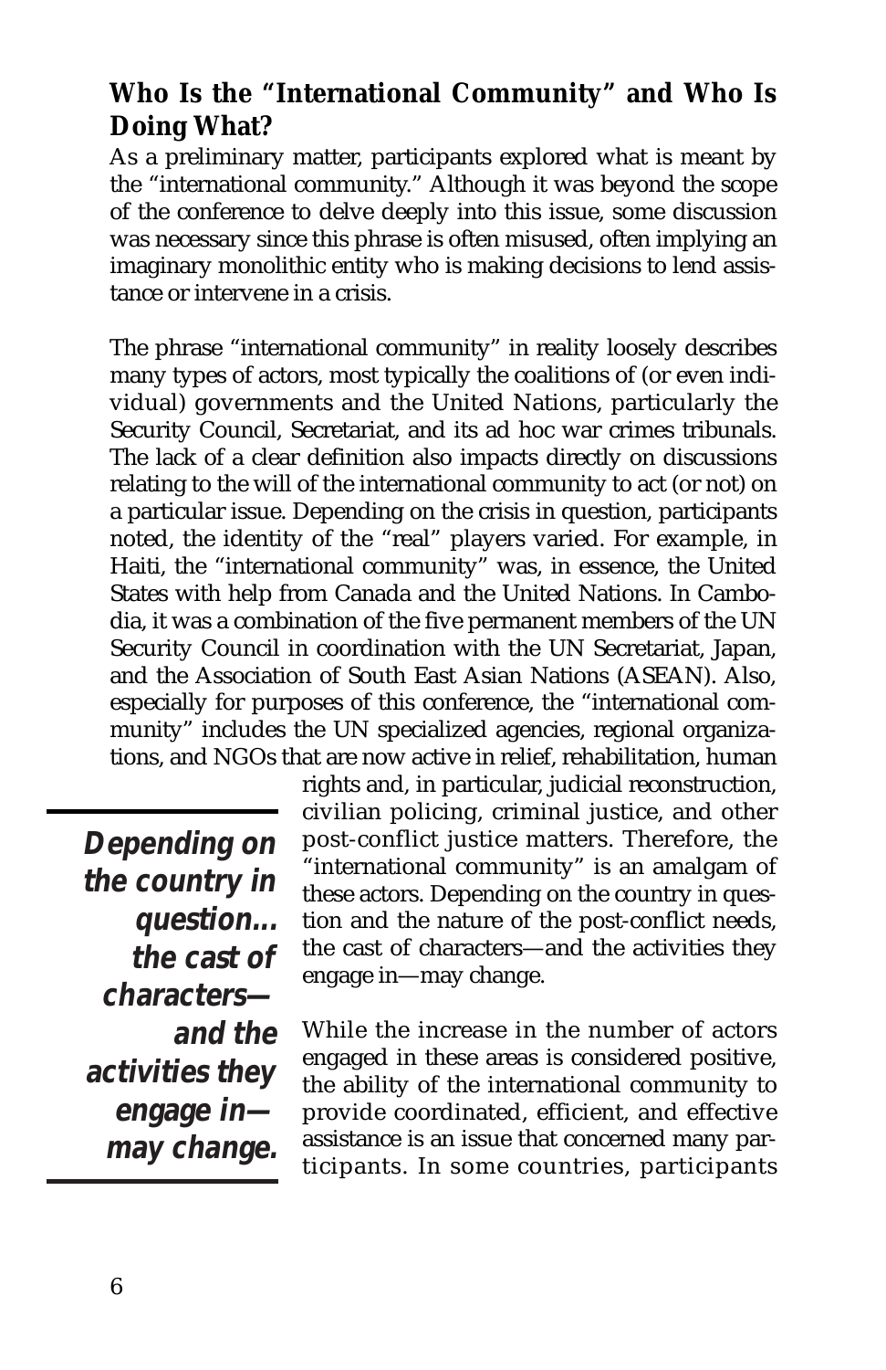## Who Is the "International Community" and Who Is Doing What?

As a preliminary matter, participants explored what is meant by the "international community." Although it was beyond the scope of the conference to delve deeply into this issue, some discussion was necessary since this phrase is often misused, often implying an imaginary monolithic entity who is making decisions to lend assistance or intervene in a crisis.

The phrase "international community" in reality loosely describes many types of actors, most typically the coalitions of (or even individual) governments and the United Nations, particularly the Security Council, Secretariat, and its ad hoc war crimes tribunals. The lack of a clear definition also impacts directly on discussions relating to the will of the international community to act (or not) on a particular issue. Depending on the crisis in question, participants noted, the identity of the "real" players varied. For example, in Haiti, the "international community" was, in essence, the United States with help from Canada and the United Nations. In Cambodia, it was a combination of the five permanent members of the UN Security Council in coordination with the UN Secretariat, Japan, and the Association of South East Asian Nations (ASEAN). Also, especially for purposes of this conference, the "international community" includes the UN specialized agencies, regional organizations, and NGOs that are now active in relief, rehabilitation, human rights and, in particular, judicial reconstruction, civilian policing, criminal justice, and other post-conflict justice matters. Therefore, the "international community" is an amalgam of these actors. Depending on the country in question and the nature of the post-conflict needs, the cast of characters—and the activities they engage in—may change.

> **Depending on the country in question… the cast of characters—and the activities they engage in—may change.**

While the increase in the number of actors engaged in these areas is considered positive, the ability of the international community to provide coordinated, efficient, and effective assistance is an issue that concerned many participants. In some countries, participants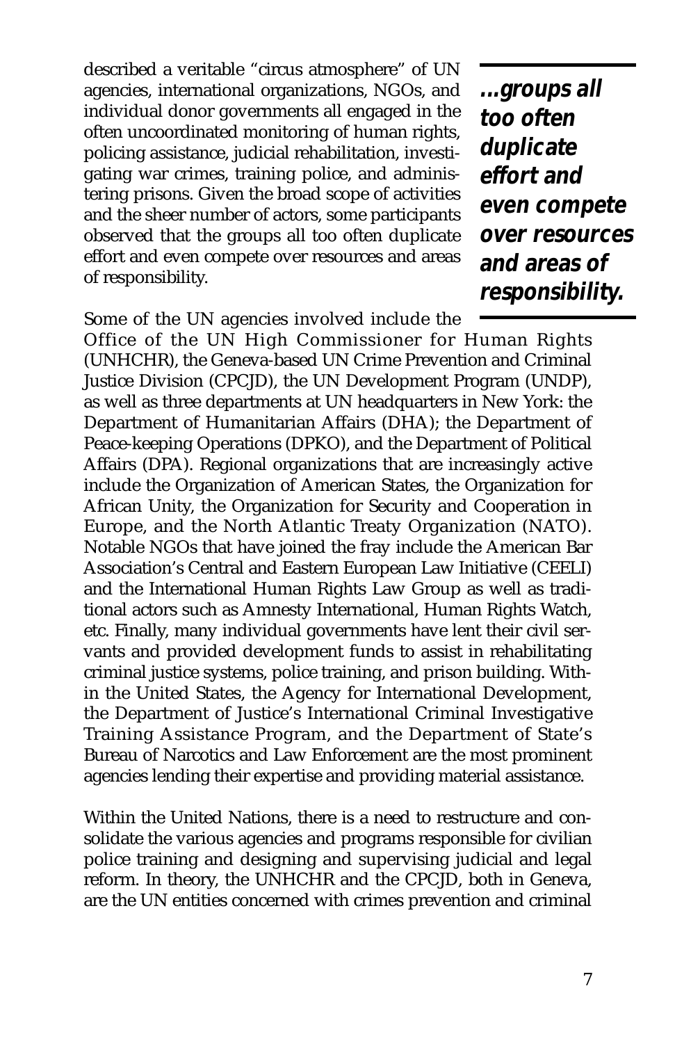described a veritable "circus atmosphere" of UN agencies, international organizations, NGOs, and individual donor governments all engaged in the often uncoordinated monitoring of human rights, policing assistance, judicial rehabilitation, investigating war crimes, training police, and administering prisons. Given the broad scope of activities and the sheer number of actors, some participants observed that the groups all too often duplicate effort and even compete over resources and areas of responsibility.

> ***...groups all too often duplicate effort and even compete over resources and areas of responsibility.***

Some of the UN agencies involved include the Office of the UN High Commissioner for Human Rights (UNHCHR), the Geneva-based UN Crime Prevention and Criminal Justice Division (CPCJD), the UN Development Program (UNDP), as well as three departments at UN headquarters in New York: the Department of Humanitarian Affairs (DHA); the Department of Peace-keeping Operations (DPKO), and the Department of Political Affairs (DPA). Regional organizations that are increasingly active include the Organization of American States, the Organization for African Unity, the Organization for Security and Cooperation in Europe, and the North Atlantic Treaty Organization (NATO). Notable NGOs that have joined the fray include the American Bar Association's Central and Eastern European Law Initiative (CEELI) and the International Human Rights Law Group as well as traditional actors such as Amnesty International, Human Rights Watch, etc. Finally, many individual governments have lent their civil servants and provided development funds to assist in rehabilitating criminal justice systems, police training, and prison building. Within the United States, the Agency for International Development, the Department of Justice's International Criminal Investigative Training Assistance Program, and the Department of State's Bureau of Narcotics and Law Enforcement are the most prominent agencies lending their expertise and providing material assistance.

Within the United Nations, there is a need to restructure and consolidate the various agencies and programs responsible for civilian police training and designing and supervising judicial and legal reform. In theory, the UNHCHR and the CPCJD, both in Geneva, are the UN entities concerned with crimes prevention and criminal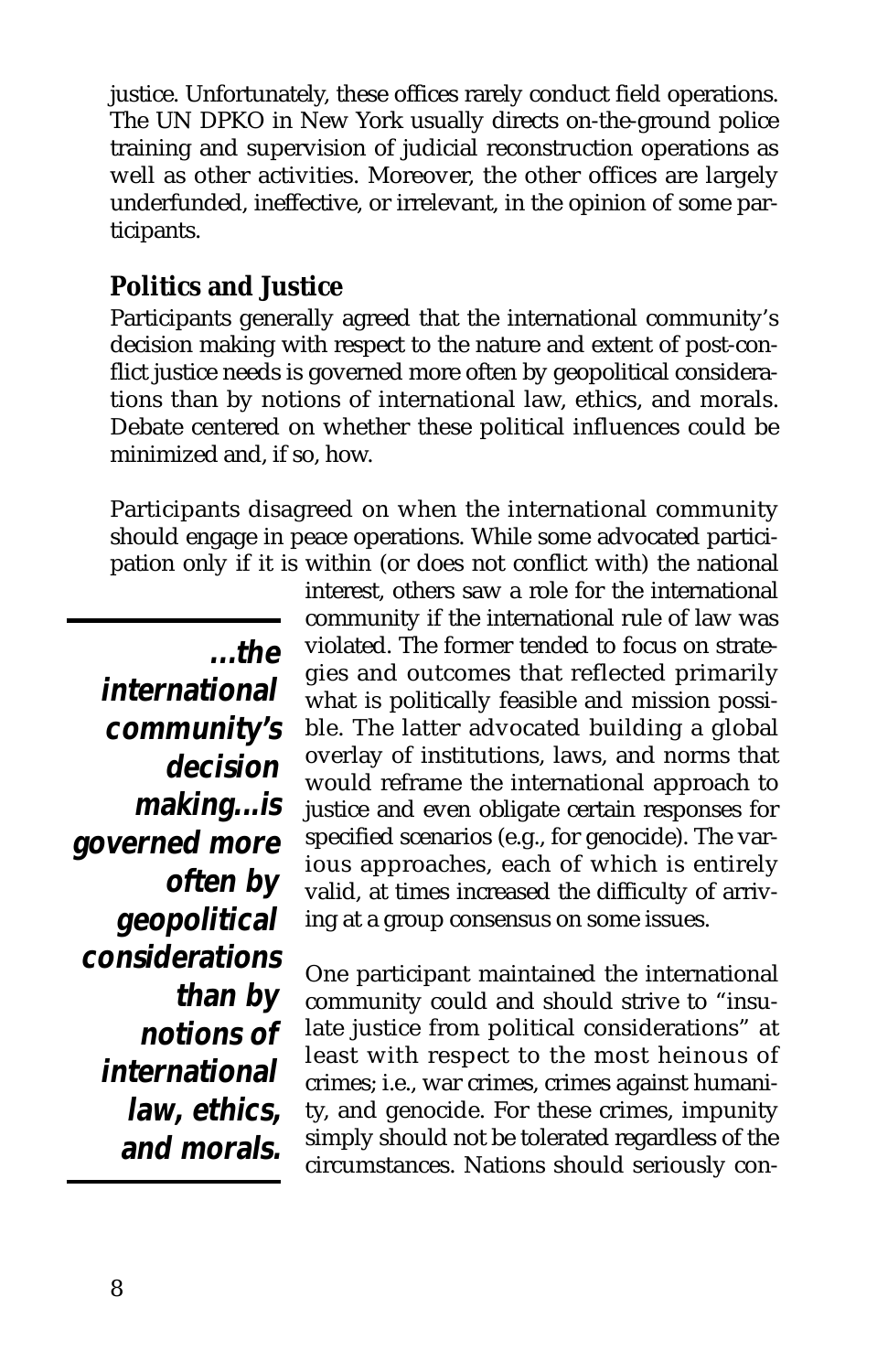justice. Unfortunately, these offices rarely conduct field operations. The UN DPKO in New York usually directs on-the-ground police training and supervision of judicial reconstruction operations as well as other activities. Moreover, the other offices are largely underfunded, ineffective, or irrelevant, in the opinion of some participants.

## Politics and Justice

Participants generally agreed that the international community's decision making with respect to the nature and extent of post-conflict justice needs is governed more often by geopolitical considerations than by notions of international law, ethics, and morals. Debate centered on whether these political influences could be minimized and, if so, how.

Participants disagreed on when the international community should engage in peace operations. While some advocated participation only if it is within (or does not conflict with) the national interest, others saw a role for the international community if the international rule of law was violated. The former tended to focus on strategies and outcomes that reflected primarily what is politically feasible and mission possible. The latter advocated building a global overlay of institutions, laws, and norms that would reframe the international approach to justice and even obligate certain responses for specified scenarios (e.g., for genocide). The various approaches, each of which is entirely valid, at times increased the difficulty of arriving at a group consensus on some issues.

> ***...the international community's decision making...is governed more often by geopolitical considerations than by notions of international law, ethics, and morals.***

One participant maintained the international community could and should strive to "insulate justice from political considerations" at least with respect to the most heinous of crimes; i.e., war crimes, crimes against humanity, and genocide. For these crimes, impunity simply should not be tolerated regardless of the circumstances. Nations should seriously con-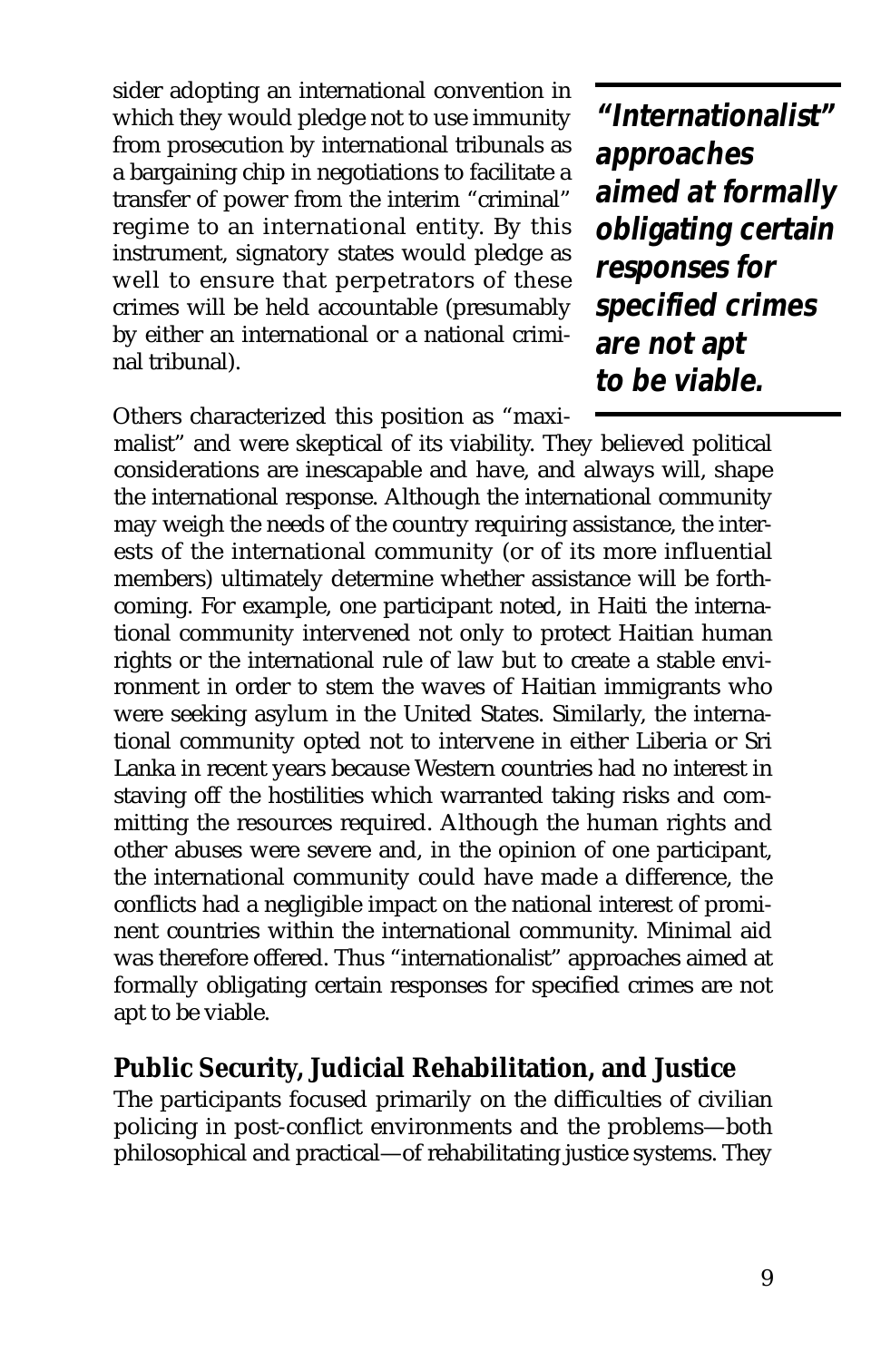sider adopting an international convention in which they would pledge not to use immunity from prosecution by international tribunals as a bargaining chip in negotiations to facilitate a transfer of power from the interim "criminal" regime to an international entity. By this instrument, signatory states would pledge as well to ensure that perpetrators of these crimes will be held accountable (presumably by either an international or a national criminal tribunal).

> ***"Internationalist" approaches aimed at formally obligating certain responses for specified crimes are not apt to be viable.***

Others characterized this position as "maximalist" and were skeptical of its viability. They believed political considerations are inescapable and have, and always will, shape the international response. Although the international community may weigh the needs of the country requiring assistance, the interests of the international community (or of its more influential members) ultimately determine whether assistance will be forthcoming. For example, one participant noted, in Haiti the international community intervened not only to protect Haitian human rights or the international rule of law but to create a stable environment in order to stem the waves of Haitian immigrants who were seeking asylum in the United States. Similarly, the international community opted not to intervene in either Liberia or Sri Lanka in recent years because Western countries had no interest in staving off the hostilities which warranted taking risks and committing the resources required. Although the human rights and other abuses were severe and, in the opinion of one participant, the international community could have made a difference, the conflicts had a negligible impact on the national interest of prominent countries within the international community. Minimal aid was therefore offered. Thus "internationalist" approaches aimed at formally obligating certain responses for specified crimes are not apt to be viable.

## Public Security, Judicial Rehabilitation, and Justice

The participants focused primarily on the difficulties of civilian policing in post-conflict environments and the problems—both philosophical and practical—of rehabilitating justice systems. They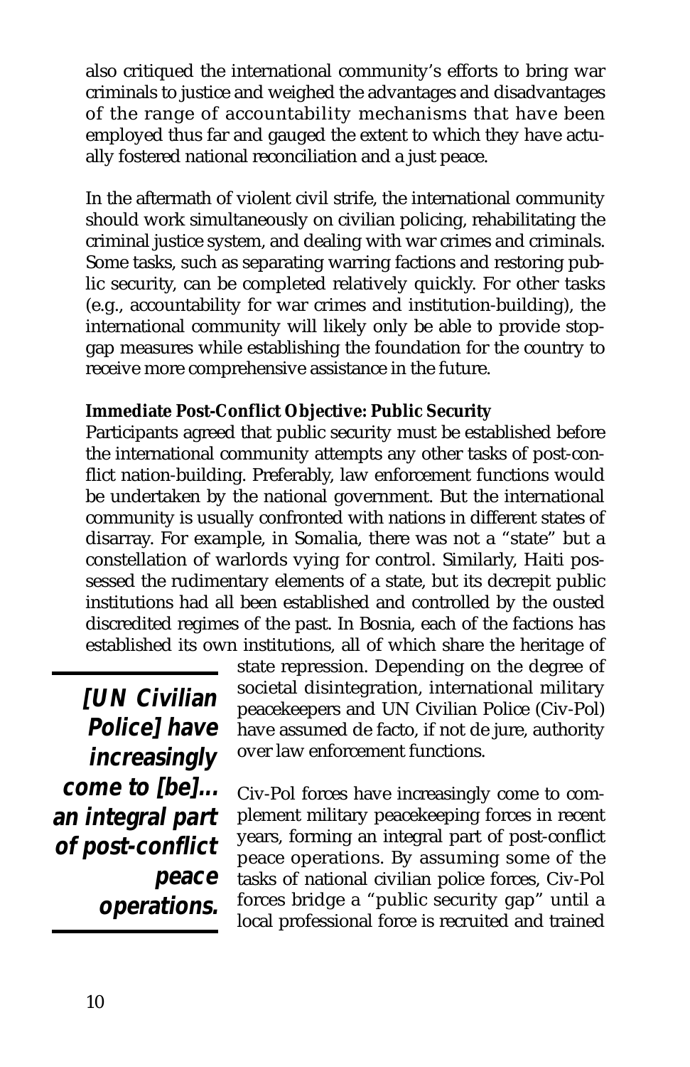also critiqued the international community's efforts to bring war criminals to justice and weighed the advantages and disadvantages of the range of accountability mechanisms that have been employed thus far and gauged the extent to which they have actually fostered national reconciliation and a just peace.

In the aftermath of violent civil strife, the international community should work simultaneously on civilian policing, rehabilitating the criminal justice system, and dealing with war crimes and criminals. Some tasks, such as separating warring factions and restoring public security, can be completed relatively quickly. For other tasks (e.g., accountability for war crimes and institution-building), the international community will likely only be able to provide stopgap measures while establishing the foundation for the country to receive more comprehensive assistance in the future.

**Immediate Post-Conflict Objective: Public Security**

Participants agreed that public security must be established before the international community attempts any other tasks of post-conflict nation-building. Preferably, law enforcement functions would be undertaken by the national government. But the international community is usually confronted with nations in different states of disarray. For example, in Somalia, there was not a "state" but a constellation of warlords vying for control. Similarly, Haiti possessed the rudimentary elements of a state, but its decrepit public institutions had all been established and controlled by the ousted discredited regimes of the past. In Bosnia, each of the factions has established its own institutions, all of which share the heritage of state repression. Depending on the degree of societal disintegration, international military peacekeepers and UN Civilian Police (Civ-Pol) have assumed de facto, if not de jure, authority over law enforcement functions.

> ***[UN Civilian Police] have increasingly come to [be]... an integral part of post-conflict peace operations.***

Civ-Pol forces have increasingly come to complement military peacekeeping forces in recent years, forming an integral part of post-conflict peace operations. By assuming some of the tasks of national civilian police forces, Civ-Pol forces bridge a "public security gap" until a local professional force is recruited and trained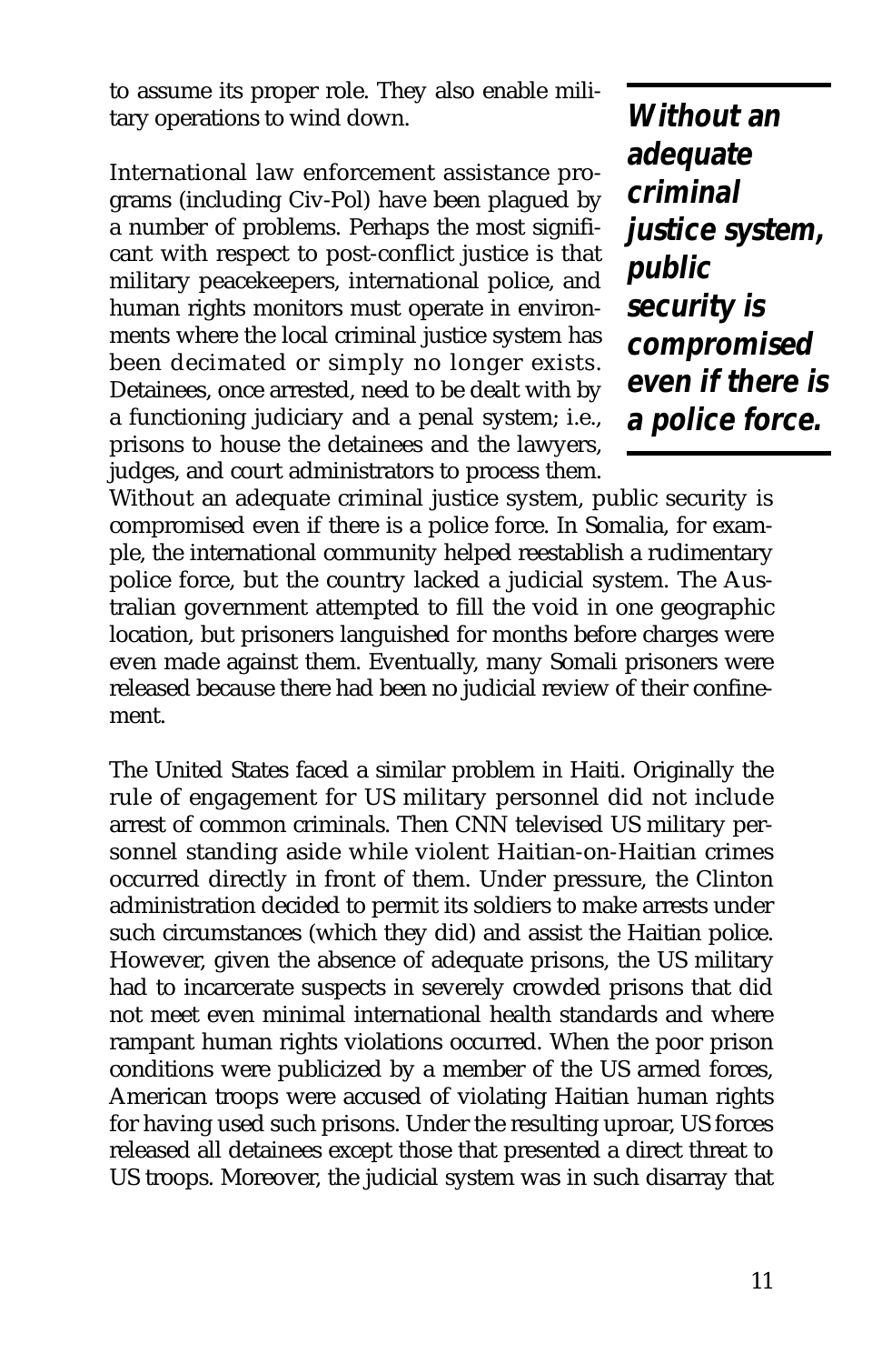to assume its proper role. They also enable military operations to wind down.

International law enforcement assistance programs (including Civ-Pol) have been plagued by a number of problems. Perhaps the most significant with respect to post-conflict justice is that military peacekeepers, international police, and human rights monitors must operate in environments where the local criminal justice system has been decimated or simply no longer exists. Detainees, once arrested, need to be dealt with by a functioning judiciary and a penal system; i.e., prisons to house the detainees and the lawyers, judges, and court administrators to process them. Without an adequate criminal justice system, public security is compromised even if there is a police force. In Somalia, for example, the international community helped reestablish a rudimentary police force, but the country lacked a judicial system. The Australian government attempted to fill the void in one geographic location, but prisoners languished for months before charges were even made against them. Eventually, many Somali prisoners were released because there had been no judicial review of their confinement.

> ***Without an adequate criminal justice system, public security is compromised even if there is a police force.***

The United States faced a similar problem in Haiti. Originally the rule of engagement for US military personnel did not include arrest of common criminals. Then CNN televised US military personnel standing aside while violent Haitian-on-Haitian crimes occurred directly in front of them. Under pressure, the Clinton administration decided to permit its soldiers to make arrests under such circumstances (which they did) and assist the Haitian police. However, given the absence of adequate prisons, the US military had to incarcerate suspects in severely crowded prisons that did not meet even minimal international health standards and where rampant human rights violations occurred. When the poor prison conditions were publicized by a member of the US armed forces, American troops were accused of violating Haitian human rights for having used such prisons. Under the resulting uproar, US forces released all detainees except those that presented a direct threat to US troops. Moreover, the judicial system was in such disarray that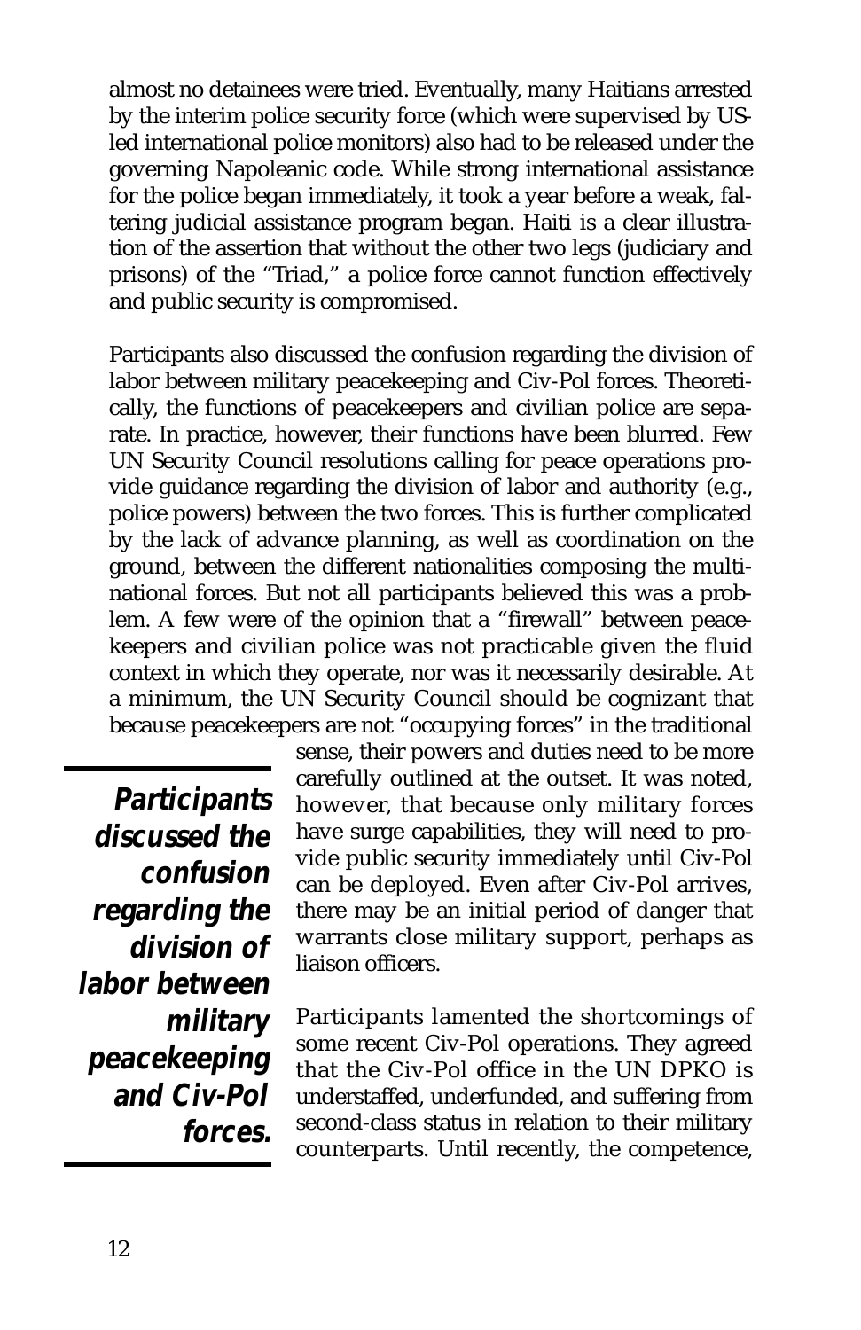almost no detainees were tried. Eventually, many Haitians arrested by the interim police security force (which were supervised by US-led international police monitors) also had to be released under the governing Napoleanic code. While strong international assistance for the police began immediately, it took a year before a weak, faltering judicial assistance program began. Haiti is a clear illustration of the assertion that without the other two legs (judiciary and prisons) of the "Triad," a police force cannot function effectively and public security is compromised.

Participants also discussed the confusion regarding the division of labor between military peacekeeping and Civ-Pol forces. Theoretically, the functions of peacekeepers and civilian police are separate. In practice, however, their functions have been blurred. Few UN Security Council resolutions calling for peace operations provide guidance regarding the division of labor and authority (e.g., police powers) between the two forces. This is further complicated by the lack of advance planning, as well as coordination on the ground, between the different nationalities composing the multinational forces. But not all participants believed this was a problem. A few were of the opinion that a "firewall" between peacekeepers and civilian police was not practicable given the fluid context in which they operate, nor was it necessarily desirable. At a minimum, the UN Security Council should be cognizant that because peacekeepers are not "occupying forces" in the traditional sense, their powers and duties need to be more carefully outlined at the outset. It was noted, however, that because only military forces have surge capabilities, they will need to provide public security immediately until Civ-Pol can be deployed. Even after Civ-Pol arrives, there may be an initial period of danger that warrants close military support, perhaps as liaison officers.

> ***Participants discussed the confusion regarding the division of labor between military peacekeeping and Civ-Pol forces.***

Participants lamented the shortcomings of some recent Civ-Pol operations. They agreed that the Civ-Pol office in the UN DPKO is understaffed, underfunded, and suffering from second-class status in relation to their military counterparts. Until recently, the competence,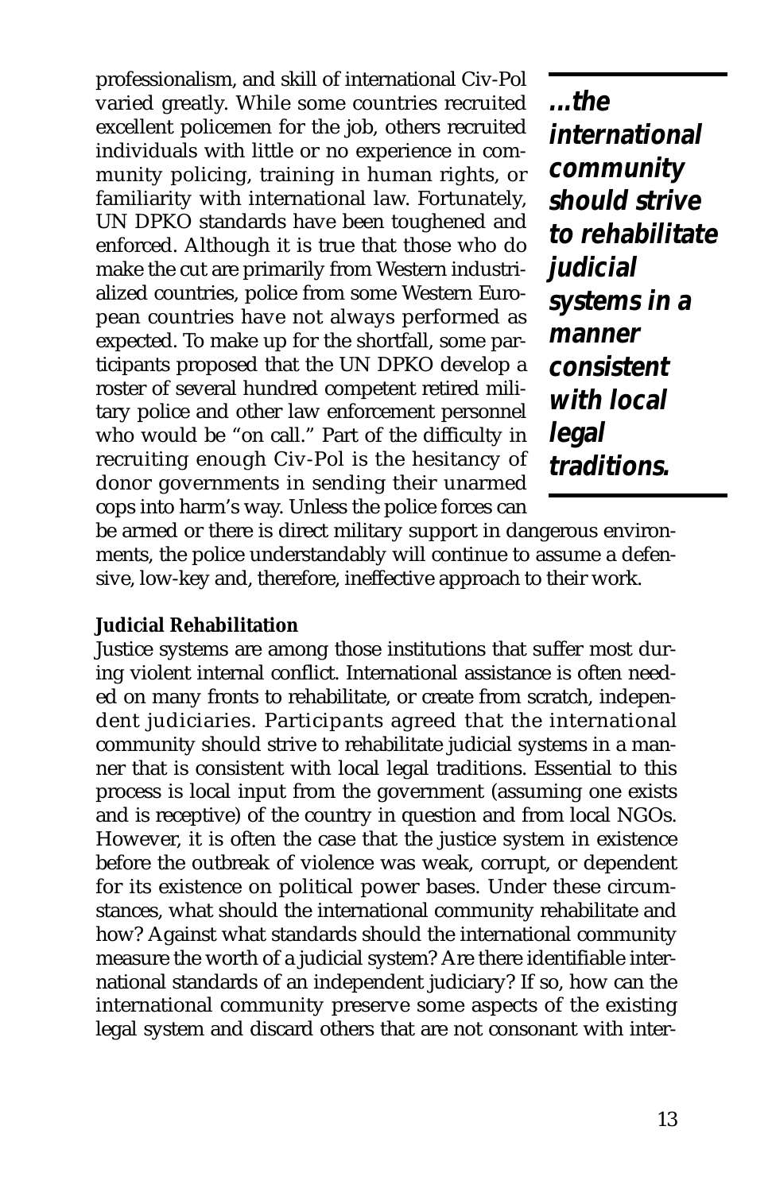professionalism, and skill of international Civ-Pol varied greatly. While some countries recruited excellent policemen for the job, others recruited individuals with little or no experience in community policing, training in human rights, or familiarity with international law. Fortunately, UN DPKO standards have been toughened and enforced. Although it is true that those who do make the cut are primarily from Western industrialized countries, police from some Western European countries have not always performed as expected. To make up for the shortfall, some participants proposed that the UN DPKO develop a roster of several hundred competent retired military police and other law enforcement personnel who would be "on call." Part of the difficulty in recruiting enough Civ-Pol is the hesitancy of donor governments in sending their unarmed cops into harm's way. Unless the police forces can be armed or there is direct military support in dangerous environments, the police understandably will continue to assume a defensive, low-key and, therefore, ineffective approach to their work.

> ***...the international community should strive to rehabilitate judicial systems in a manner consistent with local legal traditions.***

**Judicial Rehabilitation**

Justice systems are among those institutions that suffer most during violent internal conflict. International assistance is often needed on many fronts to rehabilitate, or create from scratch, independent judiciaries. Participants agreed that the international community should strive to rehabilitate judicial systems in a manner that is consistent with local legal traditions. Essential to this process is local input from the government (assuming one exists and is receptive) of the country in question and from local NGOs. However, it is often the case that the justice system in existence before the outbreak of violence was weak, corrupt, or dependent for its existence on political power bases. Under these circumstances, what should the international community rehabilitate and how? Against what standards should the international community measure the worth of a judicial system? Are there identifiable international standards of an independent judiciary? If so, how can the international community preserve some aspects of the existing legal system and discard others that are not consonant with inter-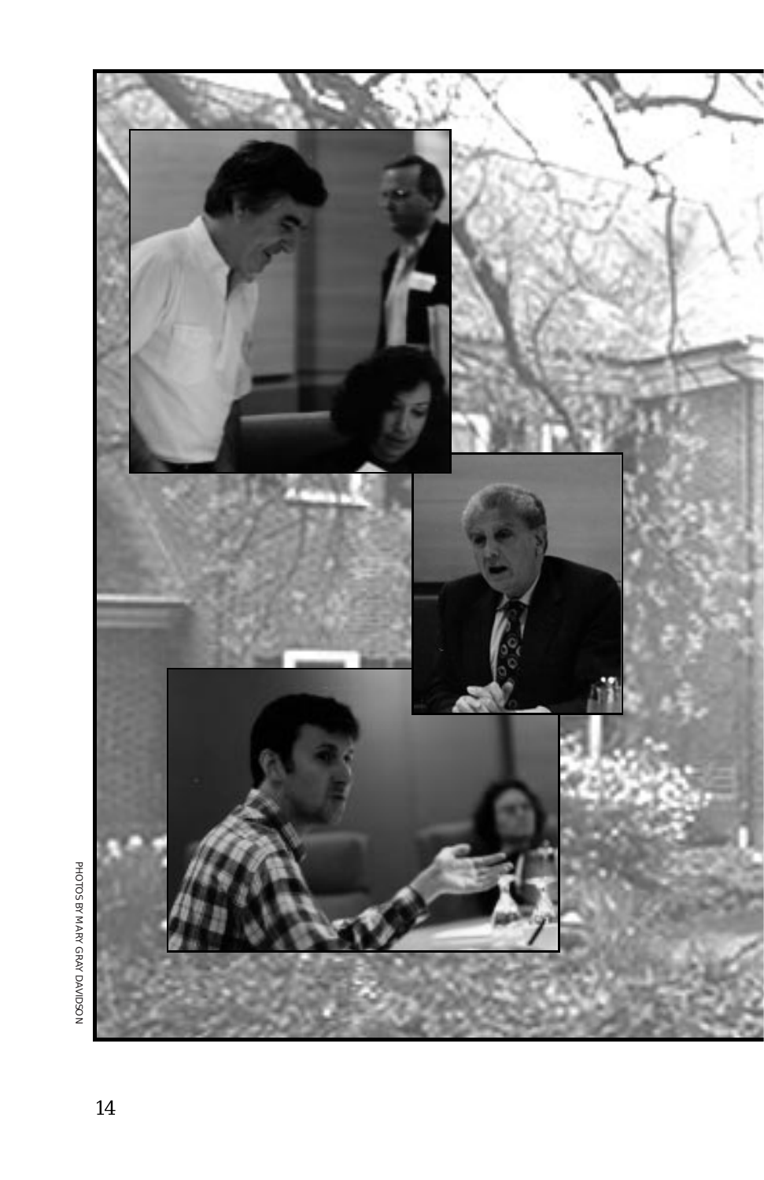PHOTOS BY MARY GRAY DAVIDSON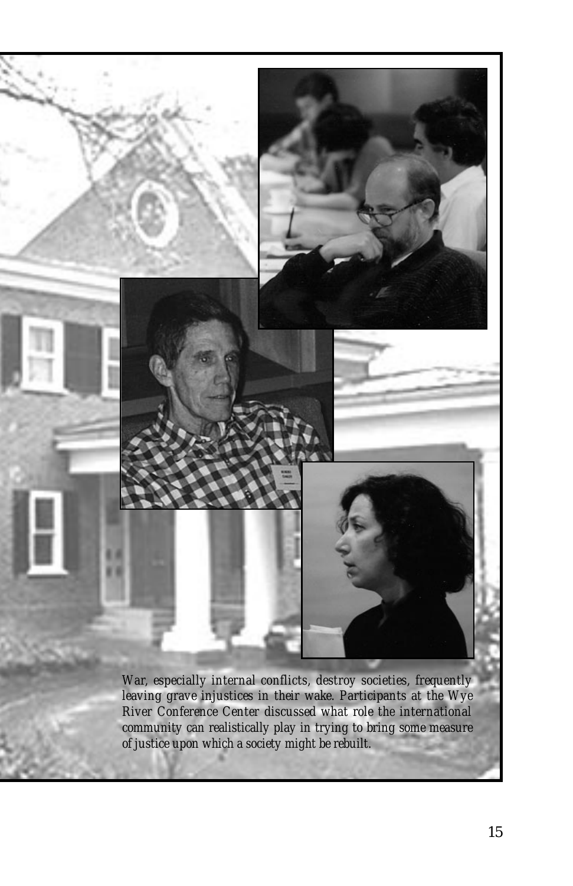*War, especially internal conflicts, destroy societies, frequently leaving grave injustices in their wake. Participants at the Wye River Conference Center discussed what role the international community can realistically play in trying to bring some measure of justice upon which a society might be rebuilt.*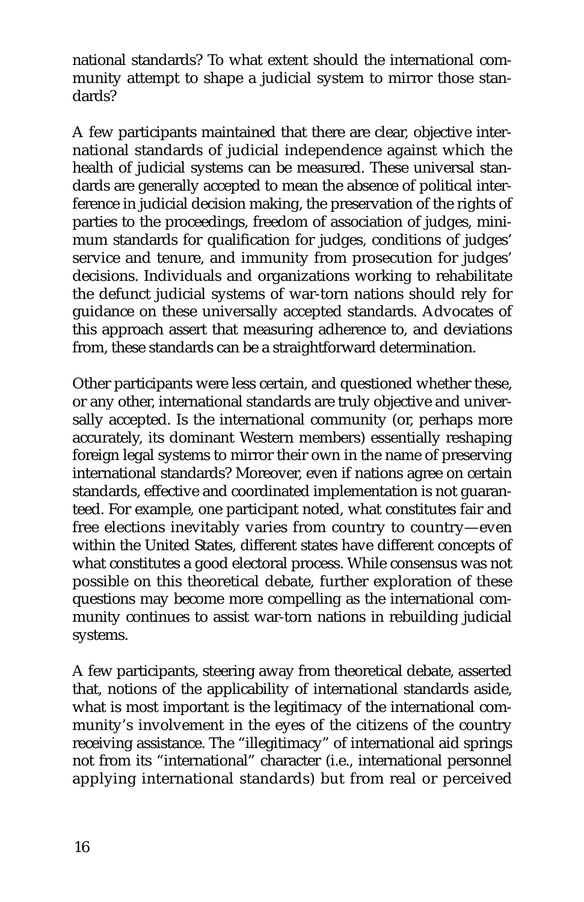national standards? To what extent should the international community attempt to shape a judicial system to mirror those standards?

A few participants maintained that there are clear, objective international standards of judicial independence against which the health of judicial systems can be measured. These universal standards are generally accepted to mean the absence of political interference in judicial decision making, the preservation of the rights of parties to the proceedings, freedom of association of judges, minimum standards for qualification for judges, conditions of judges' service and tenure, and immunity from prosecution for judges' decisions. Individuals and organizations working to rehabilitate the defunct judicial systems of war-torn nations should rely for guidance on these universally accepted standards. Advocates of this approach assert that measuring adherence to, and deviations from, these standards can be a straightforward determination.

Other participants were less certain, and questioned whether these, or any other, international standards are truly objective and universally accepted. Is the international community (or, perhaps more accurately, its dominant Western members) essentially reshaping foreign legal systems to mirror their own in the name of preserving international standards? Moreover, even if nations agree on certain standards, effective and coordinated implementation is not guaranteed. For example, one participant noted, what constitutes fair and free elections inevitably varies from country to country—even within the United States, different states have different concepts of what constitutes a good electoral process. While consensus was not possible on this theoretical debate, further exploration of these questions may become more compelling as the international community continues to assist war-torn nations in rebuilding judicial systems.

A few participants, steering away from theoretical debate, asserted that, notions of the applicability of international standards aside, what is most important is the legitimacy of the international community's involvement in the eyes of the citizens of the country receiving assistance. The "illegitimacy" of international aid springs not from its "international" character (i.e., international personnel applying international standards) but from real or perceived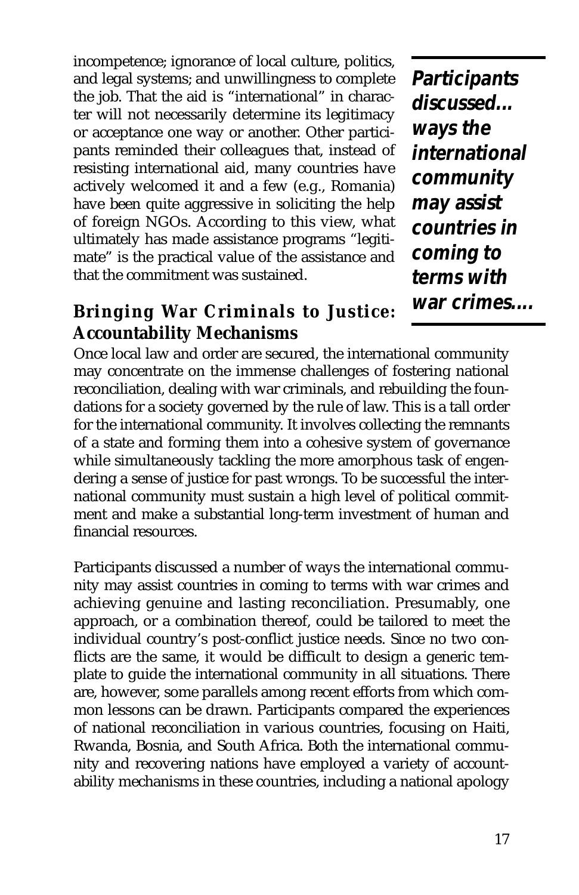incompetence; ignorance of local culture, politics, and legal systems; and unwillingness to complete the job. That the aid is "international" in character will not necessarily determine its legitimacy or acceptance one way or another. Other participants reminded their colleagues that, instead of resisting international aid, many countries have actively welcomed it and a few (e.g., Romania) have been quite aggressive in soliciting the help of foreign NGOs. According to this view, what ultimately has made assistance programs "legitimate" is the practical value of the assistance and that the commitment was sustained.

**Participants discussed... ways the international community may assist countries in coming to terms with war crimes....**

## Bringing War Criminals to Justice: Accountability Mechanisms

Once local law and order are secured, the international community may concentrate on the immense challenges of fostering national reconciliation, dealing with war criminals, and rebuilding the foundations for a society governed by the rule of law. This is a tall order for the international community. It involves collecting the remnants of a state and forming them into a cohesive system of governance while simultaneously tackling the more amorphous task of engendering a sense of justice for past wrongs. To be successful the international community must sustain a high level of political commitment and make a substantial long-term investment of human and financial resources.

Participants discussed a number of ways the international community may assist countries in coming to terms with war crimes and achieving genuine and lasting reconciliation. Presumably, one approach, or a combination thereof, could be tailored to meet the individual country's post-conflict justice needs. Since no two conflicts are the same, it would be difficult to design a generic template to guide the international community in all situations. There are, however, some parallels among recent efforts from which common lessons can be drawn. Participants compared the experiences of national reconciliation in various countries, focusing on Haiti, Rwanda, Bosnia, and South Africa. Both the international community and recovering nations have employed a variety of accountability mechanisms in these countries, including a national apology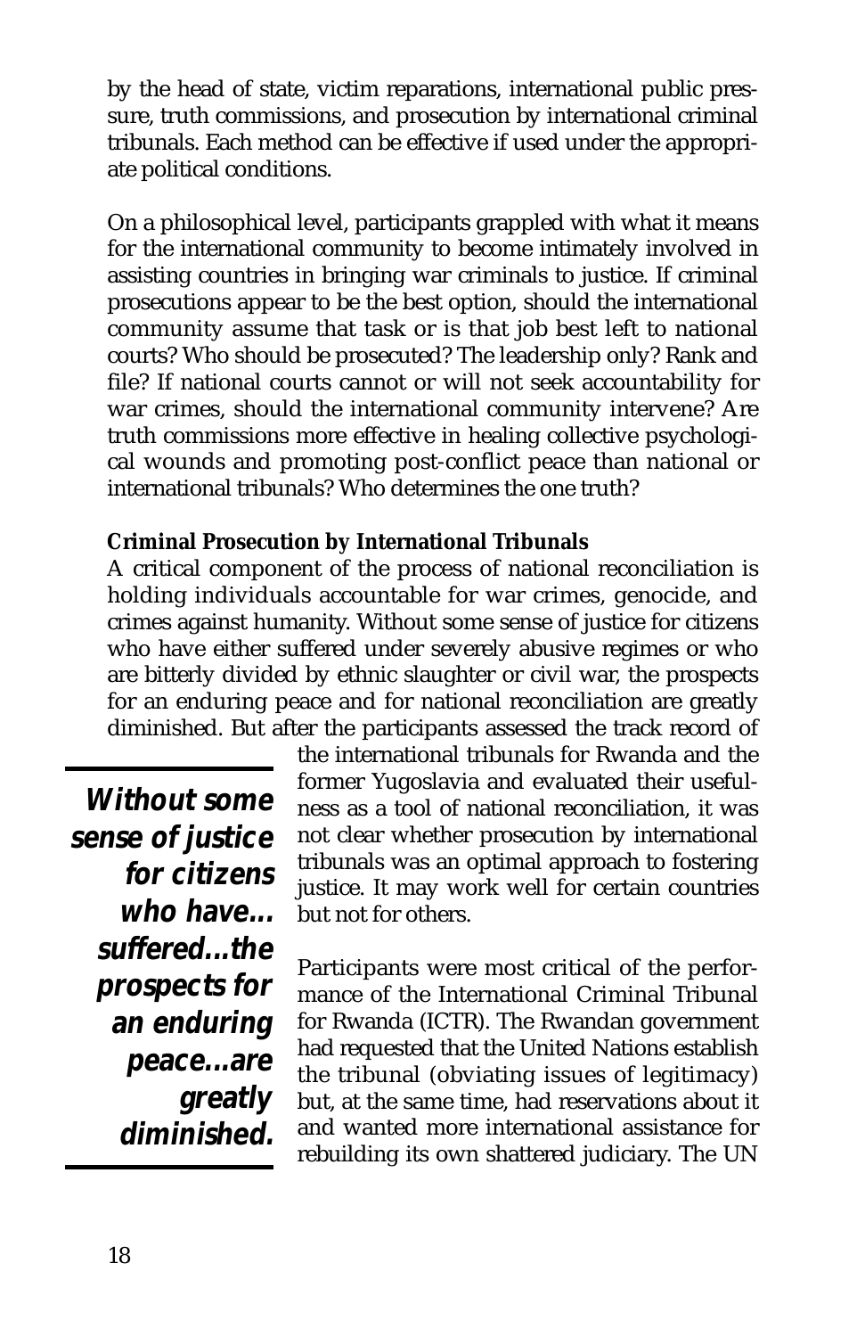by the head of state, victim reparations, international public pressure, truth commissions, and prosecution by international criminal tribunals. Each method can be effective if used under the appropriate political conditions.

On a philosophical level, participants grappled with what it means for the international community to become intimately involved in assisting countries in bringing war criminals to justice. If criminal prosecutions appear to be the best option, should the international community assume that task or is that job best left to national courts? Who should be prosecuted? The leadership only? Rank and file? If national courts cannot or will not seek accountability for war crimes, should the international community intervene? Are truth commissions more effective in healing collective psychological wounds and promoting post-conflict peace than national or international tribunals? Who determines the one truth?

**Criminal Prosecution by International Tribunals**

A critical component of the process of national reconciliation is holding individuals accountable for war crimes, genocide, and crimes against humanity. Without some sense of justice for citizens who have either suffered under severely abusive regimes or who are bitterly divided by ethnic slaughter or civil war, the prospects for an enduring peace and for national reconciliation are greatly diminished. But after the participants assessed the track record of the international tribunals for Rwanda and the former Yugoslavia and evaluated their usefulness as a tool of national reconciliation, it was not clear whether prosecution by international tribunals was an optimal approach to fostering justice. It may work well for certain countries but not for others.

> ***Without some sense of justice for citizens who have... suffered...the prospects for an enduring peace...are greatly diminished.***

Participants were most critical of the performance of the International Criminal Tribunal for Rwanda (ICTR). The Rwandan government had requested that the United Nations establish the tribunal (obviating issues of legitimacy) but, at the same time, had reservations about it and wanted more international assistance for rebuilding its own shattered judiciary. The UN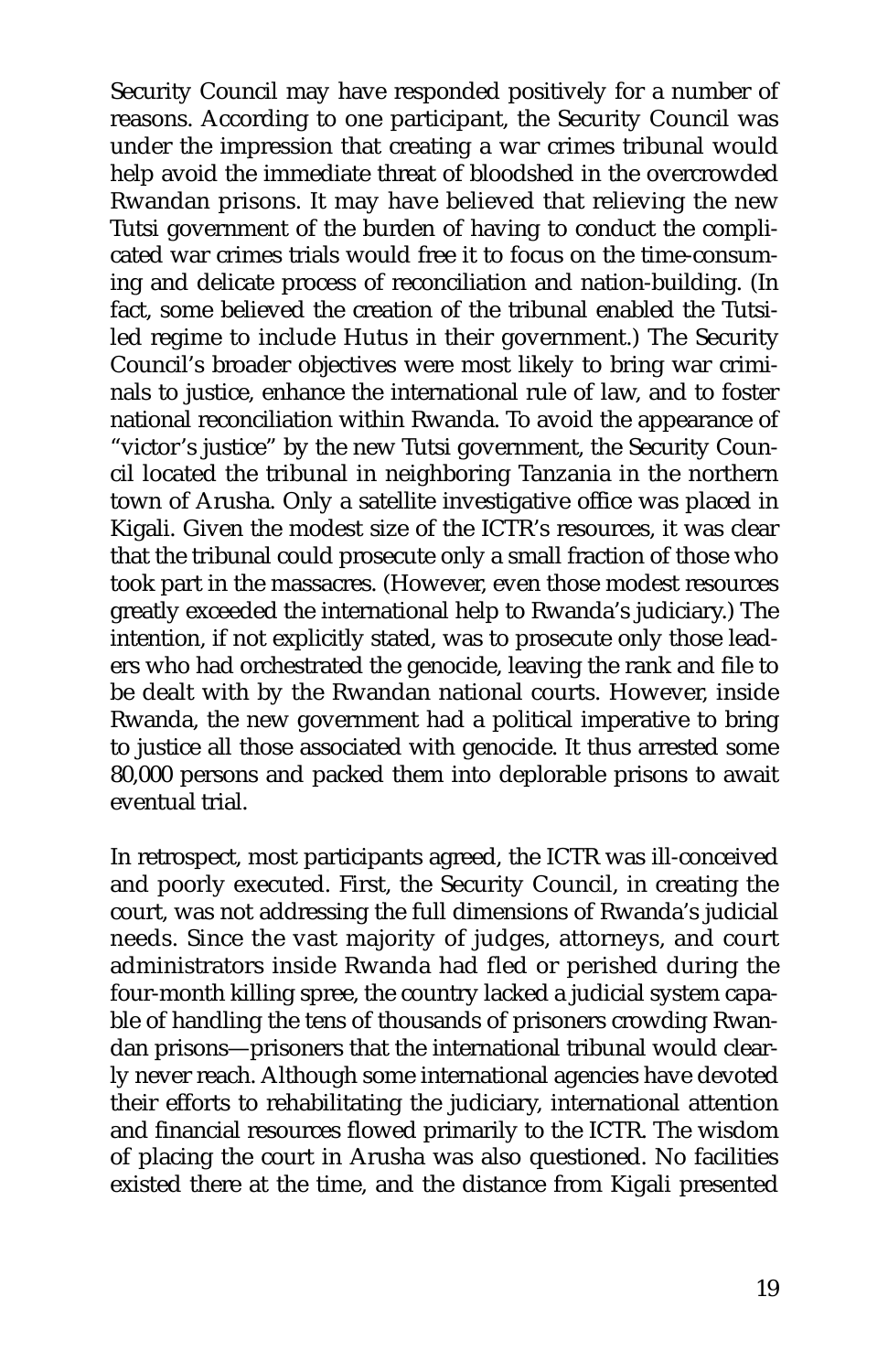Security Council may have responded positively for a number of reasons. According to one participant, the Security Council was under the impression that creating a war crimes tribunal would help avoid the immediate threat of bloodshed in the overcrowded Rwandan prisons. It may have believed that relieving the new Tutsi government of the burden of having to conduct the complicated war crimes trials would free it to focus on the time-consuming and delicate process of reconciliation and nation-building. (In fact, some believed the creation of the tribunal enabled the Tutsi-led regime to include Hutus in their government.) The Security Council's broader objectives were most likely to bring war criminals to justice, enhance the international rule of law, and to foster national reconciliation within Rwanda. To avoid the appearance of "victor's justice" by the new Tutsi government, the Security Council located the tribunal in neighboring Tanzania in the northern town of Arusha. Only a satellite investigative office was placed in Kigali. Given the modest size of the ICTR's resources, it was clear that the tribunal could prosecute only a small fraction of those who took part in the massacres. (However, even those modest resources greatly exceeded the international help to Rwanda's judiciary.) The intention, if not explicitly stated, was to prosecute only those leaders who had orchestrated the genocide, leaving the rank and file to be dealt with by the Rwandan national courts. However, inside Rwanda, the new government had a political imperative to bring to justice all those associated with genocide. It thus arrested some 80,000 persons and packed them into deplorable prisons to await eventual trial.

In retrospect, most participants agreed, the ICTR was ill-conceived and poorly executed. First, the Security Council, in creating the court, was not addressing the full dimensions of Rwanda's judicial needs. Since the vast majority of judges, attorneys, and court administrators inside Rwanda had fled or perished during the four-month killing spree, the country lacked a judicial system capable of handling the tens of thousands of prisoners crowding Rwandan prisons—prisoners that the international tribunal would clearly never reach. Although some international agencies have devoted their efforts to rehabilitating the judiciary, international attention and financial resources flowed primarily to the ICTR. The wisdom of placing the court in Arusha was also questioned. No facilities existed there at the time, and the distance from Kigali presented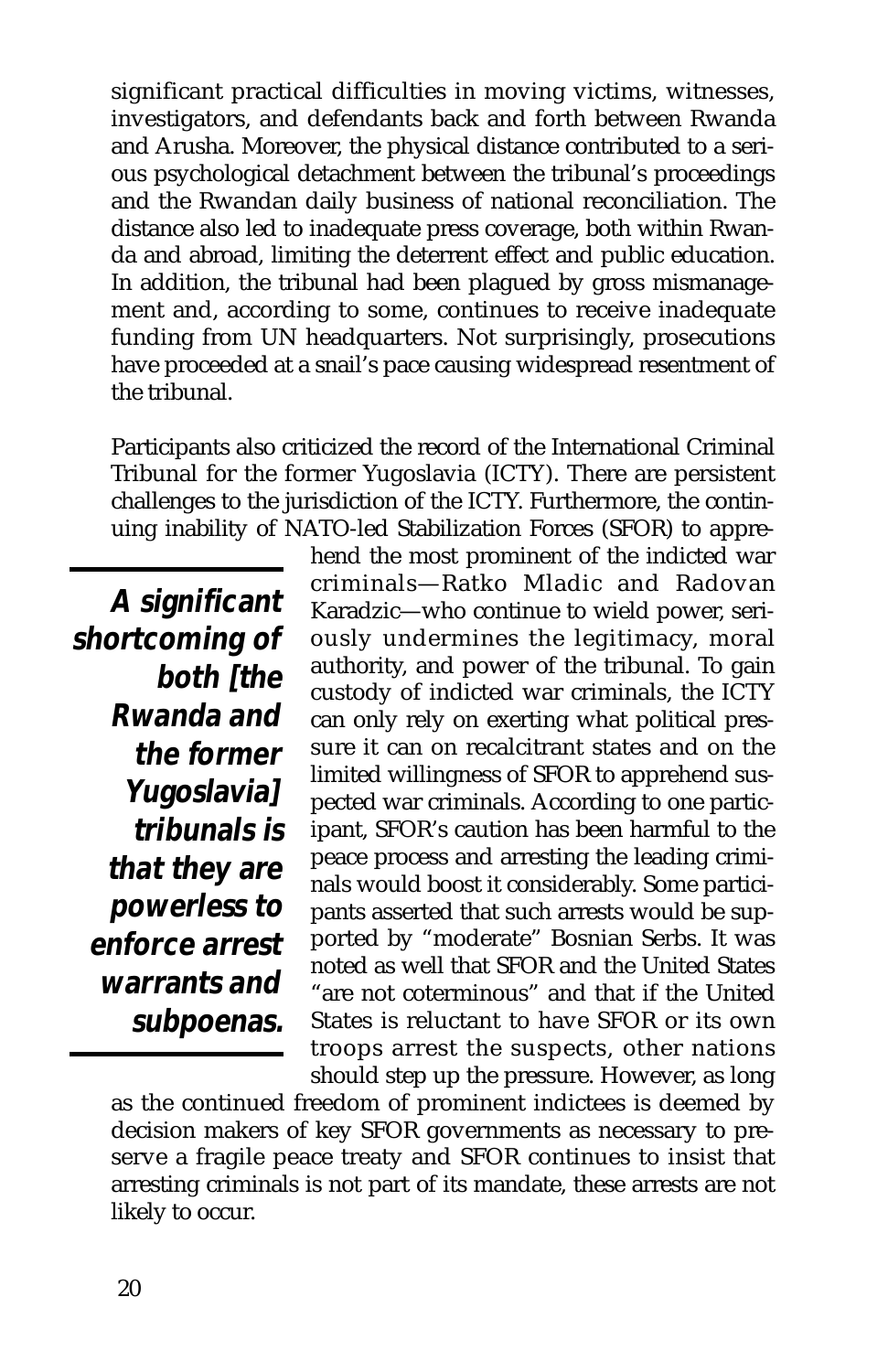significant practical difficulties in moving victims, witnesses, investigators, and defendants back and forth between Rwanda and Arusha. Moreover, the physical distance contributed to a serious psychological detachment between the tribunal's proceedings and the Rwandan daily business of national reconciliation. The distance also led to inadequate press coverage, both within Rwanda and abroad, limiting the deterrent effect and public education. In addition, the tribunal had been plagued by gross mismanagement and, according to some, continues to receive inadequate funding from UN headquarters. Not surprisingly, prosecutions have proceeded at a snail's pace causing widespread resentment of the tribunal.

Participants also criticized the record of the International Criminal Tribunal for the former Yugoslavia (ICTY). There are persistent challenges to the jurisdiction of the ICTY. Furthermore, the continuing inability of NATO-led Stabilization Forces (SFOR) to apprehend the most prominent of the indicted war criminals—Ratko Mladic and Radovan Karadzic—who continue to wield power, seriously undermines the legitimacy, moral authority, and power of the tribunal. To gain custody of indicted war criminals, the ICTY can only rely on exerting what political pressure it can on recalcitrant states and on the limited willingness of SFOR to apprehend suspected war criminals. According to one participant, SFOR's caution has been harmful to the peace process and arresting the leading criminals would boost it considerably. Some participants asserted that such arrests would be supported by "moderate" Bosnian Serbs. It was noted as well that SFOR and the United States "are not coterminous" and that if the United States is reluctant to have SFOR or its own troops arrest the suspects, other nations should step up the pressure. However, as long as the continued freedom of prominent indictees is deemed by decision makers of key SFOR governments as necessary to preserve a fragile peace treaty and SFOR continues to insist that arresting criminals is not part of its mandate, these arrests are not likely to occur.

> **A significant shortcoming of both [the Rwanda and the former Yugoslavia] tribunals is that they are powerless to enforce arrest warrants and subpoenas.**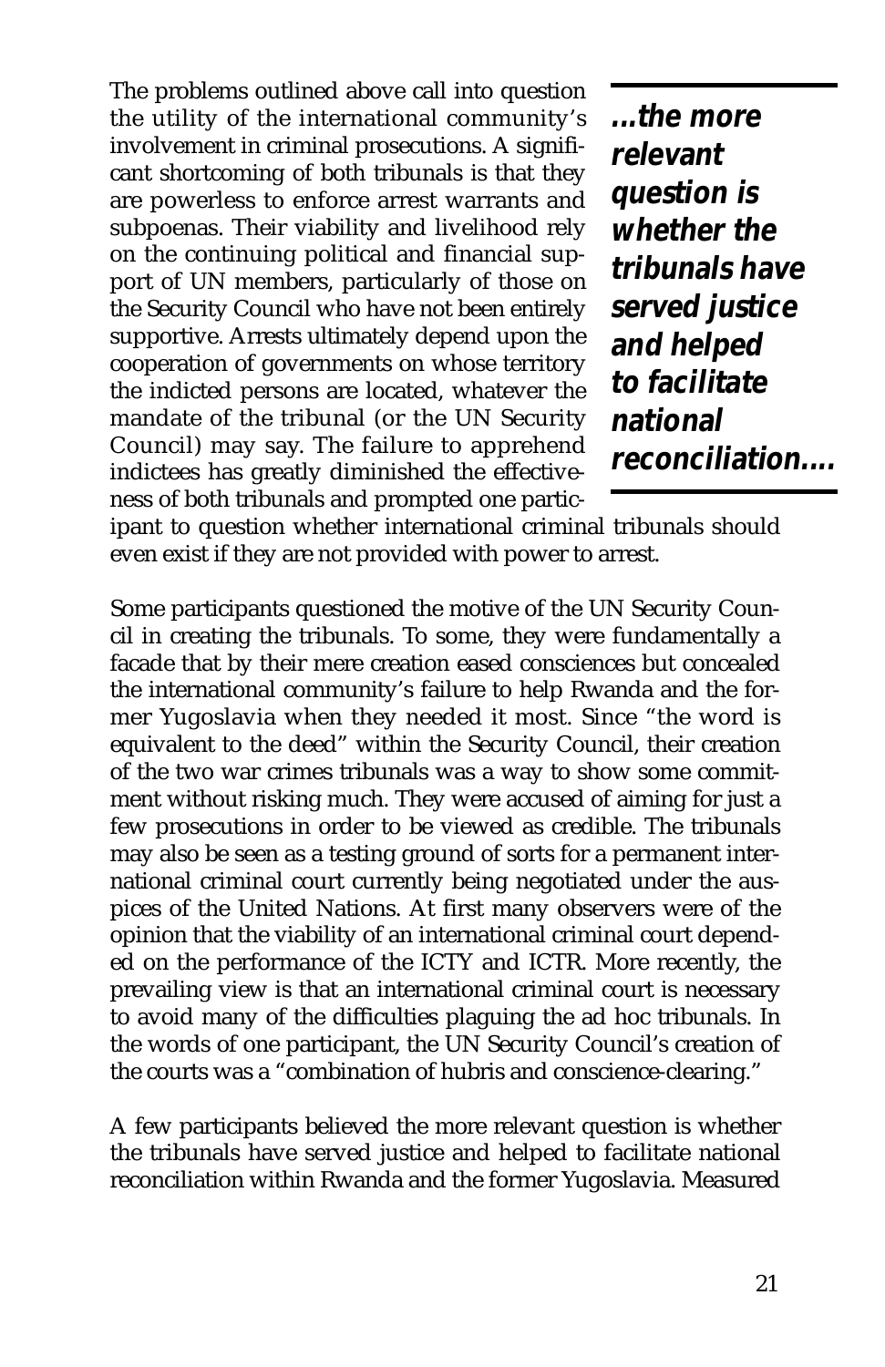The problems outlined above call into question the utility of the international community's involvement in criminal prosecutions. A significant shortcoming of both tribunals is that they are powerless to enforce arrest warrants and subpoenas. Their viability and livelihood rely on the continuing political and financial support of UN members, particularly of those on the Security Council who have not been entirely supportive. Arrests ultimately depend upon the cooperation of governments on whose territory the indicted persons are located, whatever the mandate of the tribunal (or the UN Security Council) may say. The failure to apprehend indictees has greatly diminished the effectiveness of both tribunals and prompted one participant to question whether international criminal tribunals should even exist if they are not provided with power to arrest.

> ***...the more relevant question is whether the tribunals have served justice and helped to facilitate national reconciliation....***

Some participants questioned the motive of the UN Security Council in creating the tribunals. To some, they were fundamentally a facade that by their mere creation eased consciences but concealed the international community's failure to help Rwanda and the former Yugoslavia when they needed it most. Since "the word is equivalent to the deed" within the Security Council, their creation of the two war crimes tribunals was a way to show some commitment without risking much. They were accused of aiming for just a few prosecutions in order to be viewed as credible. The tribunals may also be seen as a testing ground of sorts for a permanent international criminal court currently being negotiated under the auspices of the United Nations. At first many observers were of the opinion that the viability of an international criminal court depended on the performance of the ICTY and ICTR. More recently, the prevailing view is that an international criminal court is necessary to avoid many of the difficulties plaguing the ad hoc tribunals. In the words of one participant, the UN Security Council's creation of the courts was a "combination of hubris and conscience-clearing."

A few participants believed the more relevant question is whether the tribunals have served justice and helped to facilitate national reconciliation within Rwanda and the former Yugoslavia. Measured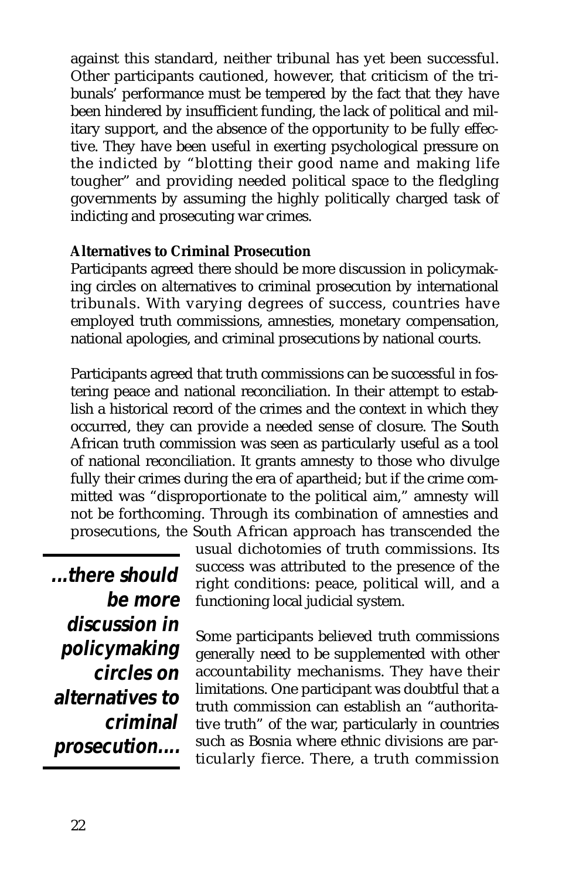against this standard, neither tribunal has yet been successful. Other participants cautioned, however, that criticism of the tribunals' performance must be tempered by the fact that they have been hindered by insufficient funding, the lack of political and military support, and the absence of the opportunity to be fully effective. They have been useful in exerting psychological pressure on the indicted by "blotting their good name and making life tougher" and providing needed political space to the fledgling governments by assuming the highly politically charged task of indicting and prosecuting war crimes.

**Alternatives to Criminal Prosecution**

Participants agreed there should be more discussion in policymaking circles on alternatives to criminal prosecution by international tribunals. With varying degrees of success, countries have employed truth commissions, amnesties, monetary compensation, national apologies, and criminal prosecutions by national courts.

Participants agreed that truth commissions can be successful in fostering peace and national reconciliation. In their attempt to establish a historical record of the crimes and the context in which they occurred, they can provide a needed sense of closure. The South African truth commission was seen as particularly useful as a tool of national reconciliation. It grants amnesty to those who divulge fully their crimes during the era of apartheid; but if the crime committed was "disproportionate to the political aim," amnesty will not be forthcoming. Through its combination of amnesties and prosecutions, the South African approach has transcended the usual dichotomies of truth commissions. Its success was attributed to the presence of the right conditions: peace, political will, and a functioning local judicial system.

> ***...there should be more discussion in policymaking circles on alternatives to criminal prosecution....***

Some participants believed truth commissions generally need to be supplemented with other accountability mechanisms. They have their limitations. One participant was doubtful that a truth commission can establish an "authoritative truth" of the war, particularly in countries such as Bosnia where ethnic divisions are particularly fierce. There, a truth commission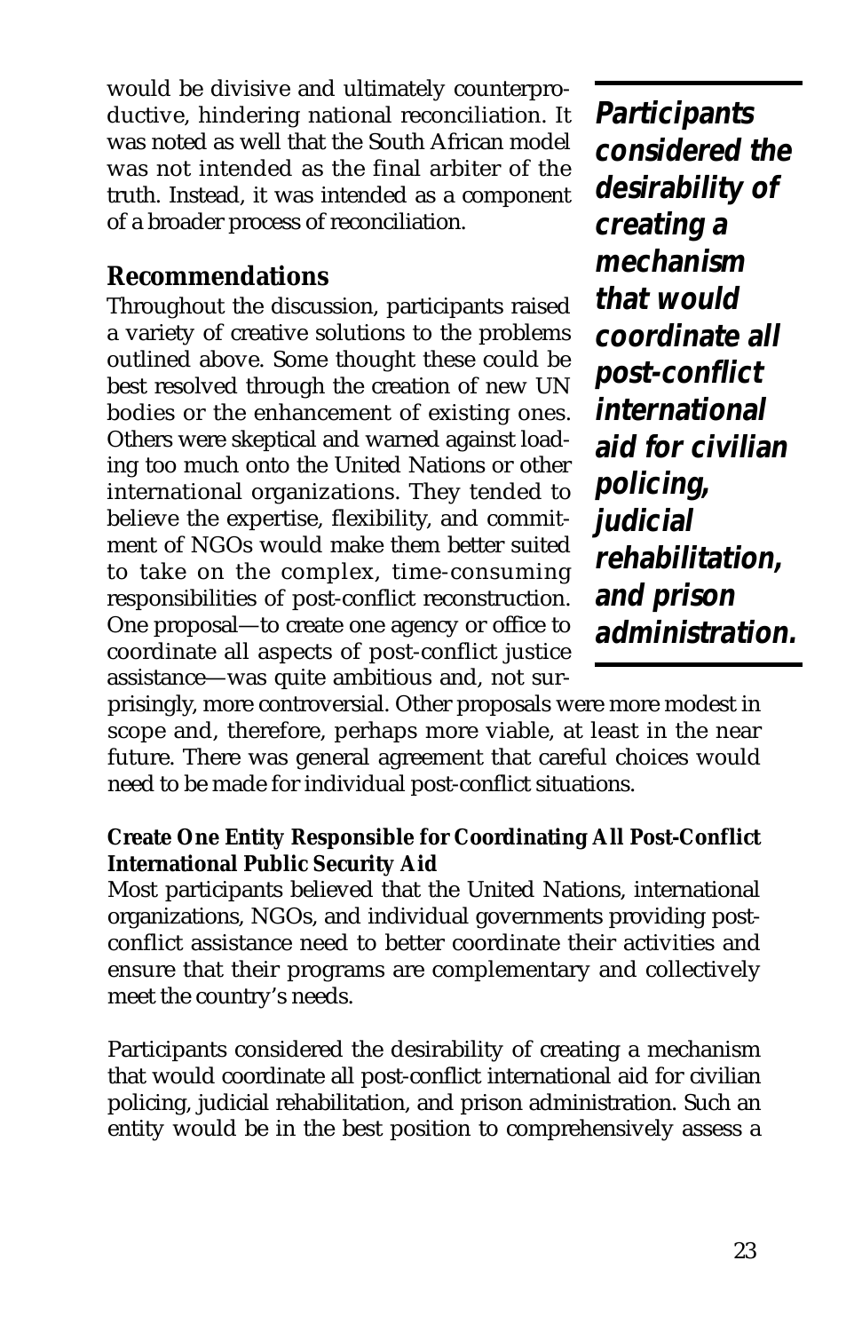would be divisive and ultimately counterproductive, hindering national reconciliation. It was noted as well that the South African model was not intended as the final arbiter of the truth. Instead, it was intended as a component of a broader process of reconciliation.

## Recommendations

Throughout the discussion, participants raised a variety of creative solutions to the problems outlined above. Some thought these could be best resolved through the creation of new UN bodies or the enhancement of existing ones. Others were skeptical and warned against loading too much onto the United Nations or other international organizations. They tended to believe the expertise, flexibility, and commitment of NGOs would make them better suited to take on the complex, time-consuming responsibilities of post-conflict reconstruction. One proposal—to create one agency or office to coordinate all aspects of post-conflict justice assistance—was quite ambitious and, not surprisingly, more controversial. Other proposals were more modest in scope and, therefore, perhaps more viable, at least in the near future. There was general agreement that careful choices would need to be made for individual post-conflict situations.

> **Participants considered the desirability of creating a mechanism that would coordinate all post-conflict international aid for civilian policing, judicial rehabilitation, and prison administration.**

### Create One Entity Responsible for Coordinating All Post-Conflict International Public Security Aid

Most participants believed that the United Nations, international organizations, NGOs, and individual governments providing post-conflict assistance need to better coordinate their activities and ensure that their programs are complementary and collectively meet the country's needs.

Participants considered the desirability of creating a mechanism that would coordinate all post-conflict international aid for civilian policing, judicial rehabilitation, and prison administration. Such an entity would be in the best position to comprehensively assess a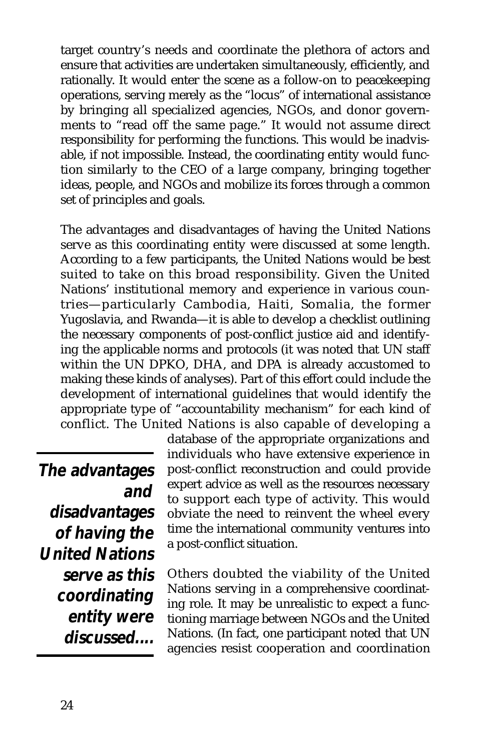target country's needs and coordinate the plethora of actors and ensure that activities are undertaken simultaneously, efficiently, and rationally. It would enter the scene as a follow-on to peacekeeping operations, serving merely as the "locus" of international assistance by bringing all specialized agencies, NGOs, and donor governments to "read off the same page." It would not assume direct responsibility for performing the functions. This would be inadvisable, if not impossible. Instead, the coordinating entity would function similarly to the CEO of a large company, bringing together ideas, people, and NGOs and mobilize its forces through a common set of principles and goals.

The advantages and disadvantages of having the United Nations serve as this coordinating entity were discussed at some length. According to a few participants, the United Nations would be best suited to take on this broad responsibility. Given the United Nations' institutional memory and experience in various countries—particularly Cambodia, Haiti, Somalia, the former Yugoslavia, and Rwanda—it is able to develop a checklist outlining the necessary components of post-conflict justice aid and identifying the applicable norms and protocols (it was noted that UN staff within the UN DPKO, DHA, and DPA is already accustomed to making these kinds of analyses). Part of this effort could include the development of international guidelines that would identify the appropriate type of "accountability mechanism" for each kind of conflict. The United Nations is also capable of developing a database of the appropriate organizations and individuals who have extensive experience in post-conflict reconstruction and could provide expert advice as well as the resources necessary to support each type of activity. This would obviate the need to reinvent the wheel every time the international community ventures into a post-conflict situation.

> ***The advantages and disadvantages of having the United Nations serve as this coordinating entity were discussed....***

Others doubted the viability of the United Nations serving in a comprehensive coordinating role. It may be unrealistic to expect a functioning marriage between NGOs and the United Nations. (In fact, one participant noted that UN agencies resist cooperation and coordination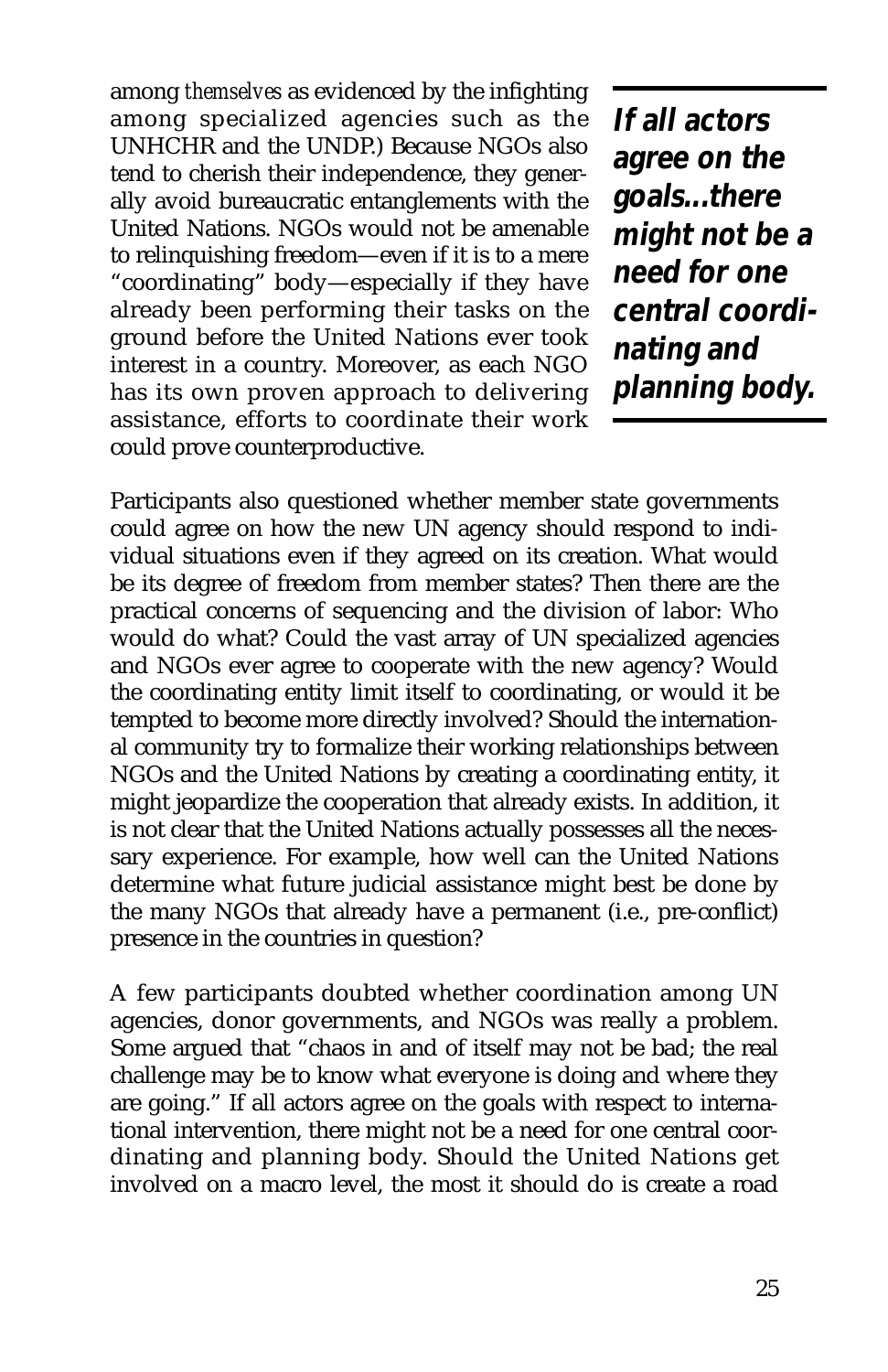among *themselves* as evidenced by the infighting among specialized agencies such as the UNHCHR and the UNDP.) Because NGOs also tend to cherish their independence, they generally avoid bureaucratic entanglements with the United Nations. NGOs would not be amenable to relinquishing freedom—even if it is to a mere "coordinating" body—especially if they have already been performing their tasks on the ground before the United Nations ever took interest in a country. Moreover, as each NGO has its own proven approach to delivering assistance, efforts to coordinate their work could prove counterproductive.

> ***If all actors agree on the goals...there might not be a need for one central coordinating and planning body.***

Participants also questioned whether member state governments could agree on how the new UN agency should respond to individual situations even if they agreed on its creation. What would be its degree of freedom from member states? Then there are the practical concerns of sequencing and the division of labor: Who would do what? Could the vast array of UN specialized agencies and NGOs ever agree to cooperate with the new agency? Would the coordinating entity limit itself to coordinating, or would it be tempted to become more directly involved? Should the international community try to formalize their working relationships between NGOs and the United Nations by creating a coordinating entity, it might jeopardize the cooperation that already exists. In addition, it is not clear that the United Nations actually possesses all the necessary experience. For example, how well can the United Nations determine what future judicial assistance might best be done by the many NGOs that already have a permanent (i.e., pre-conflict) presence in the countries in question?

A few participants doubted whether coordination among UN agencies, donor governments, and NGOs was really a problem. Some argued that "chaos in and of itself may not be bad; the real challenge may be to know what everyone is doing and where they are going." If all actors agree on the goals with respect to international intervention, there might not be a need for one central coordinating and planning body. Should the United Nations get involved on a macro level, the most it should do is create a road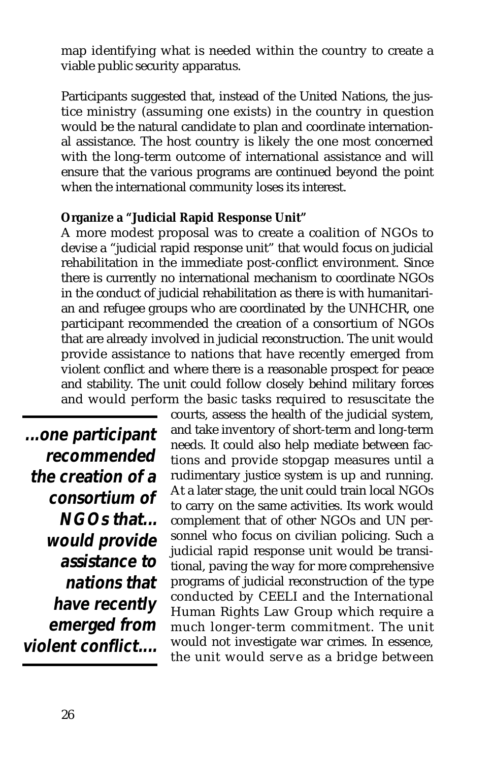map identifying what is needed within the country to create a viable public security apparatus.

Participants suggested that, instead of the United Nations, the justice ministry (assuming one exists) in the country in question would be the natural candidate to plan and coordinate international assistance. The host country is likely the one most concerned with the long-term outcome of international assistance and will ensure that the various programs are continued beyond the point when the international community loses its interest.

**Organize a "Judicial Rapid Response Unit"**

A more modest proposal was to create a coalition of NGOs to devise a "judicial rapid response unit" that would focus on judicial rehabilitation in the immediate post-conflict environment. Since there is currently no international mechanism to coordinate NGOs in the conduct of judicial rehabilitation as there is with humanitarian and refugee groups who are coordinated by the UNHCHR, one participant recommended the creation of a consortium of NGOs that are already involved in judicial reconstruction. The unit would provide assistance to nations that have recently emerged from violent conflict and where there is a reasonable prospect for peace and stability. The unit could follow closely behind military forces and would perform the basic tasks required to resuscitate the courts, assess the health of the judicial system, and take inventory of short-term and long-term needs. It could also help mediate between factions and provide stopgap measures until a rudimentary justice system is up and running. At a later stage, the unit could train local NGOs to carry on the same activities. Its work would complement that of other NGOs and UN personnel who focus on civilian policing. Such a judicial rapid response unit would be transitional, paving the way for more comprehensive programs of judicial reconstruction of the type conducted by CEELI and the International Human Rights Law Group which require a much longer-term commitment. The unit would not investigate war crimes. In essence, the unit would serve as a bridge between

> ***...one participant recommended the creation of a consortium of NGOs that... would provide assistance to nations that have recently emerged from violent conflict....***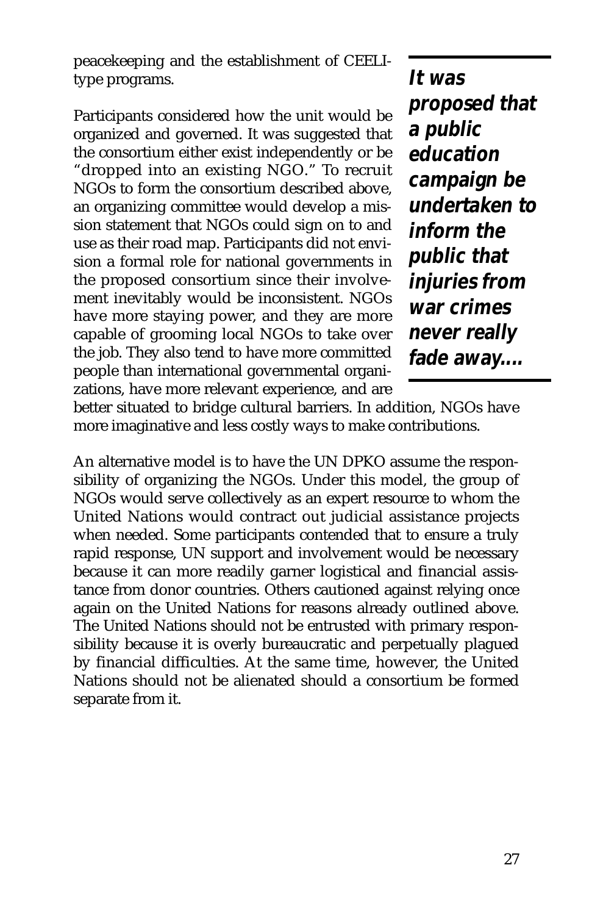peacekeeping and the establishment of CEELI-type programs.

Participants considered how the unit would be organized and governed. It was suggested that the consortium either exist independently or be "dropped into an existing NGO." To recruit NGOs to form the consortium described above, an organizing committee would develop a mission statement that NGOs could sign on to and use as their road map. Participants did not envision a formal role for national governments in the proposed consortium since their involvement inevitably would be inconsistent. NGOs have more staying power, and they are more capable of grooming local NGOs to take over the job. They also tend to have more committed people than international governmental organizations, have more relevant experience, and are better situated to bridge cultural barriers. In addition, NGOs have more imaginative and less costly ways to make contributions.

> ***It was proposed that a public education campaign be undertaken to inform the public that injuries from war crimes never really fade away....***

An alternative model is to have the UN DPKO assume the responsibility of organizing the NGOs. Under this model, the group of NGOs would serve collectively as an expert resource to whom the United Nations would contract out judicial assistance projects when needed. Some participants contended that to ensure a truly rapid response, UN support and involvement would be necessary because it can more readily garner logistical and financial assistance from donor countries. Others cautioned against relying once again on the United Nations for reasons already outlined above. The United Nations should not be entrusted with primary responsibility because it is overly bureaucratic and perpetually plagued by financial difficulties. At the same time, however, the United Nations should not be alienated should a consortium be formed separate from it.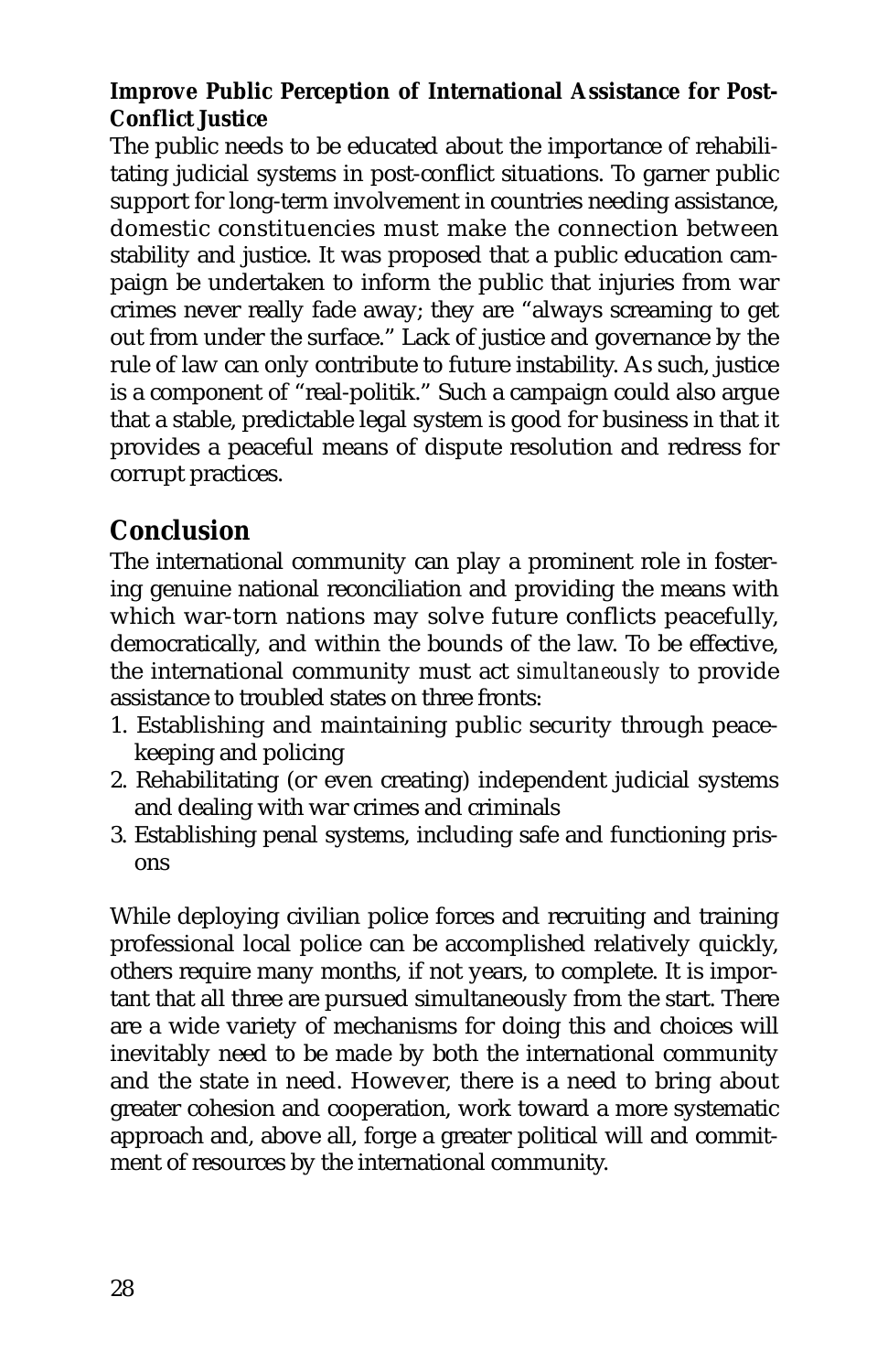**Improve Public Perception of International Assistance for Post-Conflict Justice**

The public needs to be educated about the importance of rehabilitating judicial systems in post-conflict situations. To garner public support for long-term involvement in countries needing assistance, domestic constituencies must make the connection between stability and justice. It was proposed that a public education campaign be undertaken to inform the public that injuries from war crimes never really fade away; they are "always screaming to get out from under the surface." Lack of justice and governance by the rule of law can only contribute to future instability. As such, justice is a component of "real-politik." Such a campaign could also argue that a stable, predictable legal system is good for business in that it provides a peaceful means of dispute resolution and redress for corrupt practices.

## Conclusion

The international community can play a prominent role in fostering genuine national reconciliation and providing the means with which war-torn nations may solve future conflicts peacefully, democratically, and within the bounds of the law. To be effective, the international community must act *simultaneously* to provide assistance to troubled states on three fronts:

1. Establishing and maintaining public security through peacekeeping and policing
2. Rehabilitating (or even creating) independent judicial systems and dealing with war crimes and criminals
3. Establishing penal systems, including safe and functioning prisons

While deploying civilian police forces and recruiting and training professional local police can be accomplished relatively quickly, others require many months, if not years, to complete. It is important that all three are pursued simultaneously from the start. There are a wide variety of mechanisms for doing this and choices will inevitably need to be made by both the international community and the state in need. However, there is a need to bring about greater cohesion and cooperation, work toward a more systematic approach and, above all, forge a greater political will and commitment of resources by the international community.